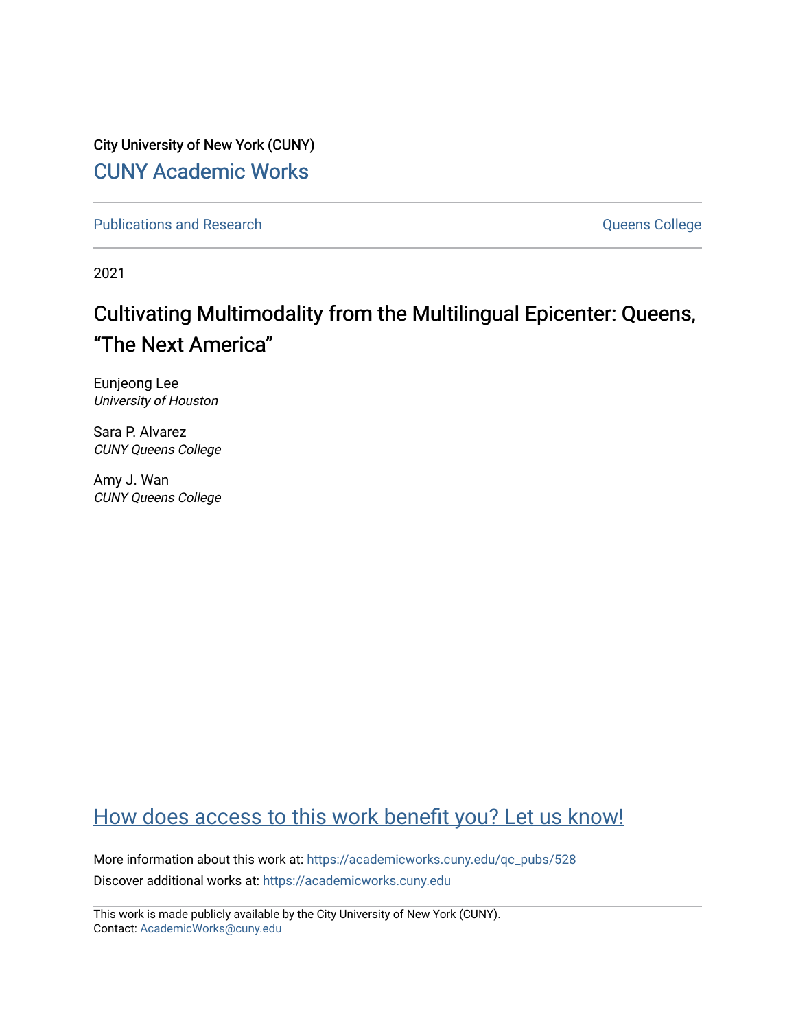City University of New York (CUNY)

CUNY Academic Works

Publications and Research

Queens College

2021

# Cultivating Multimodality from the Multilingual Epicenter: Queens, "The Next America"

Eunjeong Lee
*University of Houston*

Sara P. Alvarez
*CUNY Queens College*

Amy J. Wan
*CUNY Queens College*

How does access to this work benefit you? Let us know!

More information about this work at: https://academicworks.cuny.edu/qc_pubs/528

Discover additional works at: https://academicworks.cuny.edu

This work is made publicly available by the City University of New York (CUNY).
Contact: AcademicWorks@cuny.edu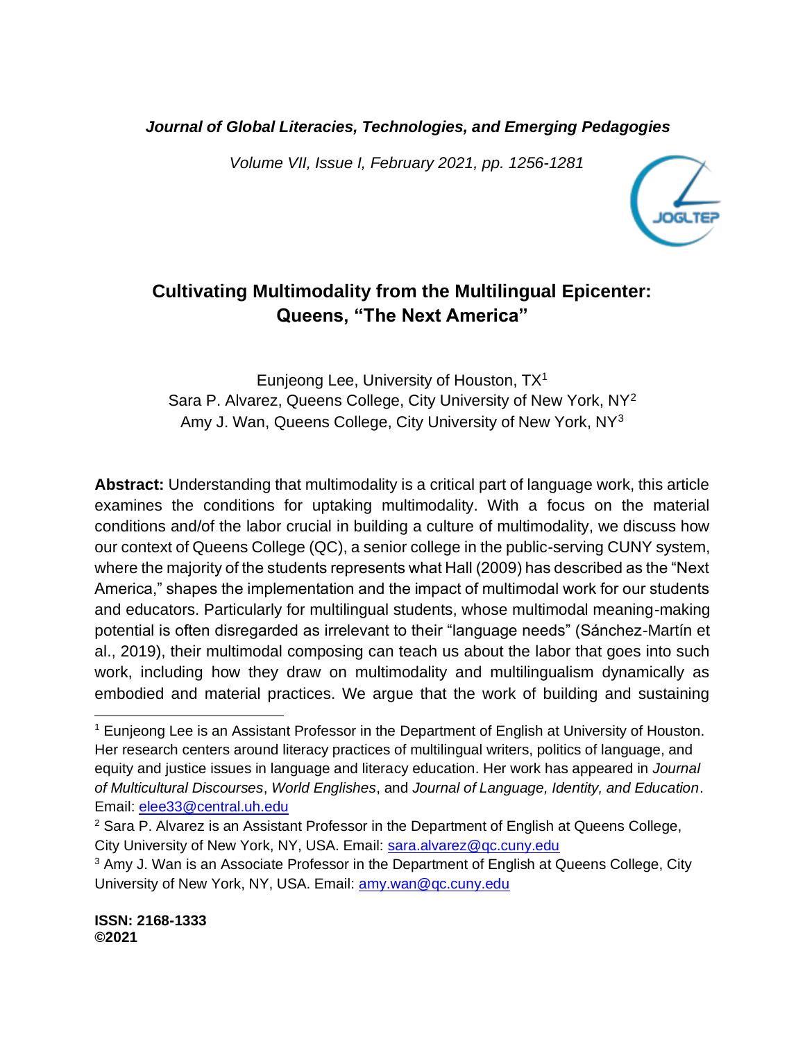*Journal of Global Literacies, Technologies, and Emerging Pedagogies*

# Cultivating Multimodality from the Multilingual Epicenter: Queens, "The Next America"

Eunjeong Lee, University of Houston, TX[1]
Sara P. Alvarez, Queens College, City University of New York, NY[2]
Amy J. Wan, Queens College, City University of New York, NY[3]

**Abstract:** Understanding that multimodality is a critical part of language work, this article examines the conditions for uptaking multimodality. With a focus on the material conditions and/of the labor crucial in building a culture of multimodality, we discuss how our context of Queens College (QC), a senior college in the public-serving CUNY system, where the majority of the students represents what Hall (2009) has described as the "Next America," shapes the implementation and the impact of multimodal work for our students and educators. Particularly for multilingual students, whose multimodal meaning-making potential is often disregarded as irrelevant to their "language needs" (Sánchez-Martín et al., 2019), their multimodal composing can teach us about the labor that goes into such work, including how they draw on multimodality and multilingualism dynamically as embodied and material practices. We argue that the work of building and sustaining

---

[1] Eunjeong Lee is an Assistant Professor in the Department of English at University of Houston. Her research centers around literacy practices of multilingual writers, politics of language, and equity and justice issues in language and literacy education. Her work has appeared in *Journal of Multicultural Discourses*, *World Englishes*, and *Journal of Language, Identity, and Education*. Email: elee33@central.uh.edu

[2] Sara P. Alvarez is an Assistant Professor in the Department of English at Queens College, City University of New York, NY, USA. Email: sara.alvarez@qc.cuny.edu

[3] Amy J. Wan is an Associate Professor in the Department of English at Queens College, City University of New York, NY, USA. Email: amy.wan@qc.cuny.edu

**ISSN: 2168-1333**
**©2021**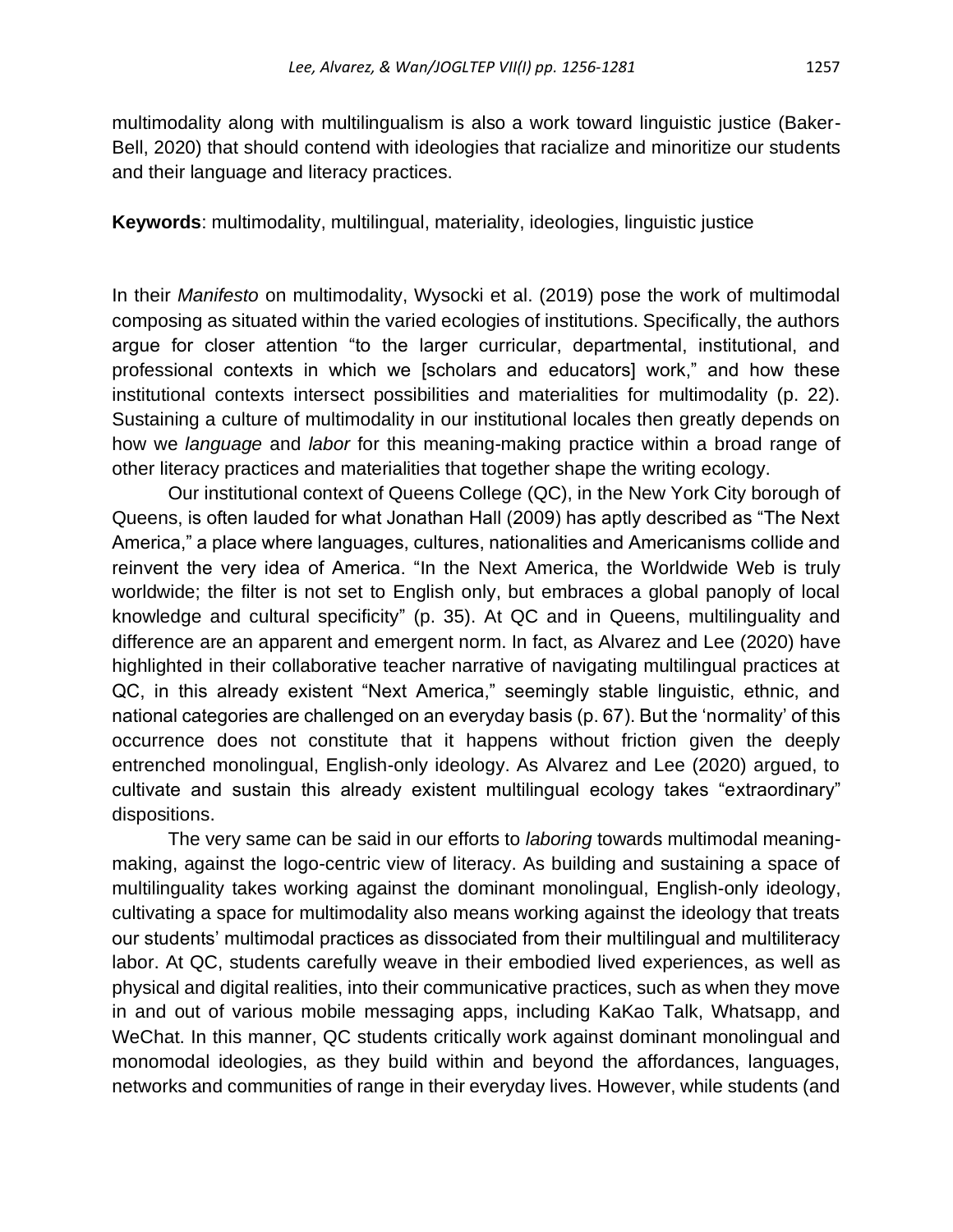multimodality along with multilingualism is also a work toward linguistic justice (Baker-Bell, 2020) that should contend with ideologies that racialize and minoritize our students and their language and literacy practices.

**Keywords**: multimodality, multilingual, materiality, ideologies, linguistic justice

In their *Manifesto* on multimodality, Wysocki et al. (2019) pose the work of multimodal composing as situated within the varied ecologies of institutions. Specifically, the authors argue for closer attention "to the larger curricular, departmental, institutional, and professional contexts in which we [scholars and educators] work," and how these institutional contexts intersect possibilities and materialities for multimodality (p. 22). Sustaining a culture of multimodality in our institutional locales then greatly depends on how we *language* and *labor* for this meaning-making practice within a broad range of other literacy practices and materialities that together shape the writing ecology.

Our institutional context of Queens College (QC), in the New York City borough of Queens, is often lauded for what Jonathan Hall (2009) has aptly described as "The Next America," a place where languages, cultures, nationalities and Americanisms collide and reinvent the very idea of America. "In the Next America, the Worldwide Web is truly worldwide; the filter is not set to English only, but embraces a global panoply of local knowledge and cultural specificity" (p. 35). At QC and in Queens, multilinguality and difference are an apparent and emergent norm. In fact, as Alvarez and Lee (2020) have highlighted in their collaborative teacher narrative of navigating multilingual practices at QC, in this already existent "Next America," seemingly stable linguistic, ethnic, and national categories are challenged on an everyday basis (p. 67). But the 'normality' of this occurrence does not constitute that it happens without friction given the deeply entrenched monolingual, English-only ideology. As Alvarez and Lee (2020) argued, to cultivate and sustain this already existent multilingual ecology takes "extraordinary" dispositions.

The very same can be said in our efforts to *laboring* towards multimodal meaning-making, against the logo-centric view of literacy. As building and sustaining a space of multilinguality takes working against the dominant monolingual, English-only ideology, cultivating a space for multimodality also means working against the ideology that treats our students' multimodal practices as dissociated from their multilingual and multiliteracy labor. At QC, students carefully weave in their embodied lived experiences, as well as physical and digital realities, into their communicative practices, such as when they move in and out of various mobile messaging apps, including KaKao Talk, Whatsapp, and WeChat. In this manner, QC students critically work against dominant monolingual and monomodal ideologies, as they build within and beyond the affordances, languages, networks and communities of range in their everyday lives. However, while students (and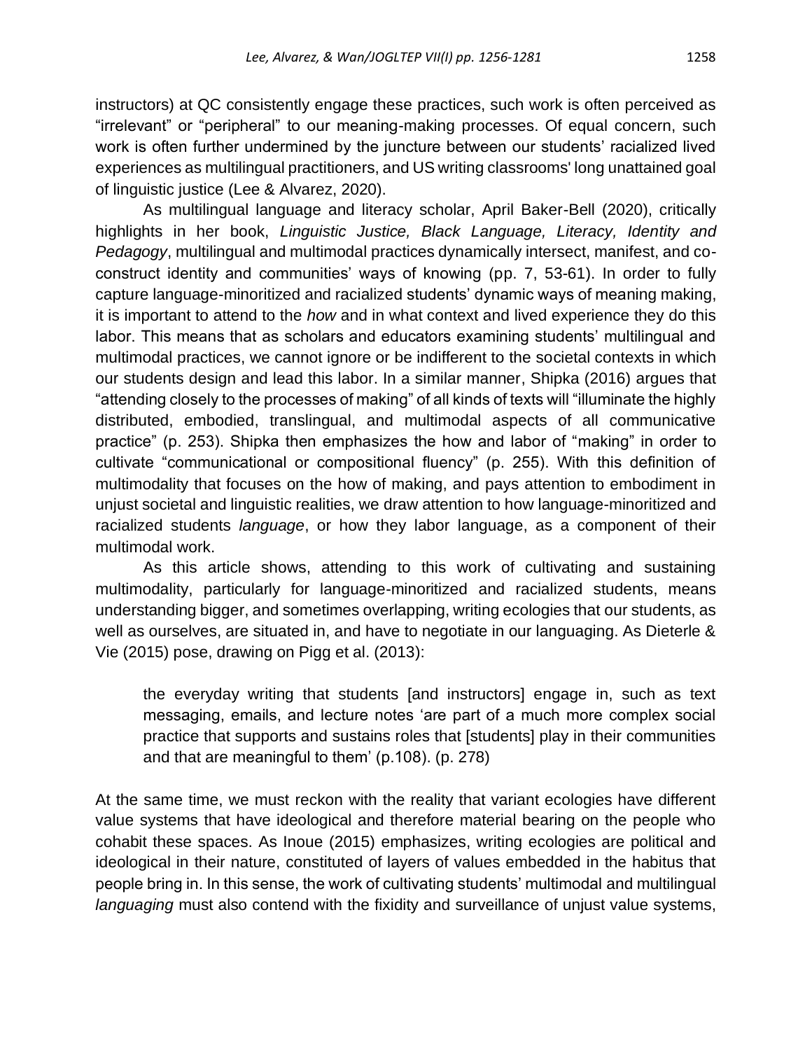instructors) at QC consistently engage these practices, such work is often perceived as "irrelevant" or "peripheral" to our meaning-making processes. Of equal concern, such work is often further undermined by the juncture between our students' racialized lived experiences as multilingual practitioners, and US writing classrooms' long unattained goal of linguistic justice (Lee & Alvarez, 2020).

As multilingual language and literacy scholar, April Baker-Bell (2020), critically highlights in her book, *Linguistic Justice, Black Language, Literacy, Identity and Pedagogy*, multilingual and multimodal practices dynamically intersect, manifest, and co-construct identity and communities' ways of knowing (pp. 7, 53-61). In order to fully capture language-minoritized and racialized students' dynamic ways of meaning making, it is important to attend to the *how* and in what context and lived experience they do this labor. This means that as scholars and educators examining students' multilingual and multimodal practices, we cannot ignore or be indifferent to the societal contexts in which our students design and lead this labor. In a similar manner, Shipka (2016) argues that "attending closely to the processes of making" of all kinds of texts will "illuminate the highly distributed, embodied, translingual, and multimodal aspects of all communicative practice" (p. 253). Shipka then emphasizes the how and labor of "making" in order to cultivate "communicational or compositional fluency" (p. 255). With this definition of multimodality that focuses on the how of making, and pays attention to embodiment in unjust societal and linguistic realities, we draw attention to how language-minoritized and racialized students *language*, or how they labor language, as a component of their multimodal work.

As this article shows, attending to this work of cultivating and sustaining multimodality, particularly for language-minoritized and racialized students, means understanding bigger, and sometimes overlapping, writing ecologies that our students, as well as ourselves, are situated in, and have to negotiate in our languaging. As Dieterle & Vie (2015) pose, drawing on Pigg et al. (2013):

> the everyday writing that students [and instructors] engage in, such as text messaging, emails, and lecture notes 'are part of a much more complex social practice that supports and sustains roles that [students] play in their communities and that are meaningful to them' (p.108). (p. 278)

At the same time, we must reckon with the reality that variant ecologies have different value systems that have ideological and therefore material bearing on the people who cohabit these spaces. As Inoue (2015) emphasizes, writing ecologies are political and ideological in their nature, constituted of layers of values embedded in the habitus that people bring in. In this sense, the work of cultivating students' multimodal and multilingual *languaging* must also contend with the fixidity and surveillance of unjust value systems,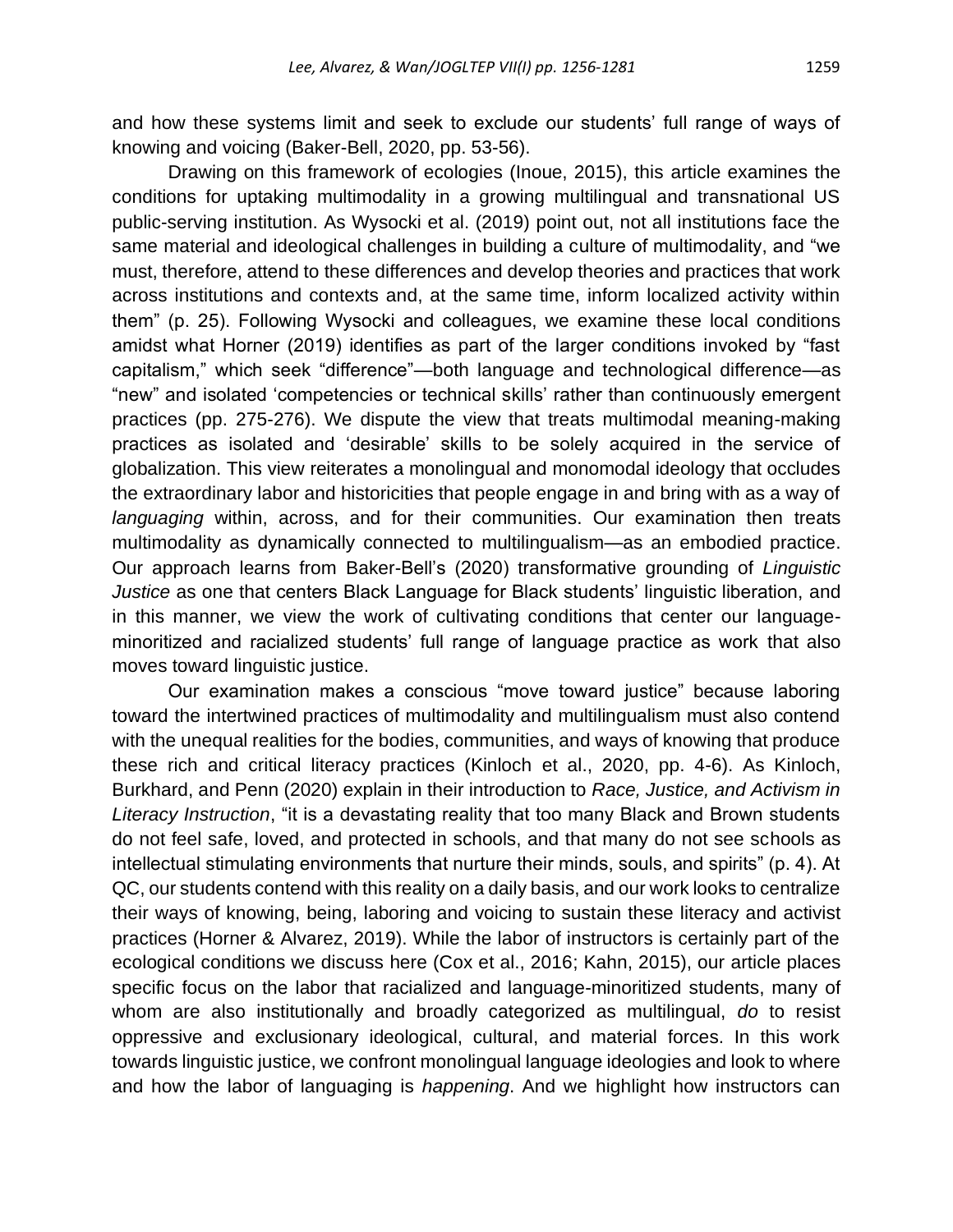and how these systems limit and seek to exclude our students' full range of ways of knowing and voicing (Baker-Bell, 2020, pp. 53-56).

Drawing on this framework of ecologies (Inoue, 2015), this article examines the conditions for uptaking multimodality in a growing multilingual and transnational US public-serving institution. As Wysocki et al. (2019) point out, not all institutions face the same material and ideological challenges in building a culture of multimodality, and "we must, therefore, attend to these differences and develop theories and practices that work across institutions and contexts and, at the same time, inform localized activity within them" (p. 25). Following Wysocki and colleagues, we examine these local conditions amidst what Horner (2019) identifies as part of the larger conditions invoked by "fast capitalism," which seek "difference"—both language and technological difference—as "new" and isolated 'competencies or technical skills' rather than continuously emergent practices (pp. 275-276). We dispute the view that treats multimodal meaning-making practices as isolated and 'desirable' skills to be solely acquired in the service of globalization. This view reiterates a monolingual and monomodal ideology that occludes the extraordinary labor and historicities that people engage in and bring with as a way of *languaging* within, across, and for their communities. Our examination then treats multimodality as dynamically connected to multilingualism—as an embodied practice. Our approach learns from Baker-Bell's (2020) transformative grounding of *Linguistic Justice* as one that centers Black Language for Black students' linguistic liberation, and in this manner, we view the work of cultivating conditions that center our language-minoritized and racialized students' full range of language practice as work that also moves toward linguistic justice.

Our examination makes a conscious "move toward justice" because laboring toward the intertwined practices of multimodality and multilingualism must also contend with the unequal realities for the bodies, communities, and ways of knowing that produce these rich and critical literacy practices (Kinloch et al., 2020, pp. 4-6). As Kinloch, Burkhard, and Penn (2020) explain in their introduction to *Race, Justice, and Activism in Literacy Instruction*, "it is a devastating reality that too many Black and Brown students do not feel safe, loved, and protected in schools, and that many do not see schools as intellectual stimulating environments that nurture their minds, souls, and spirits" (p. 4). At QC, our students contend with this reality on a daily basis, and our work looks to centralize their ways of knowing, being, laboring and voicing to sustain these literacy and activist practices (Horner & Alvarez, 2019). While the labor of instructors is certainly part of the ecological conditions we discuss here (Cox et al., 2016; Kahn, 2015), our article places specific focus on the labor that racialized and language-minoritized students, many of whom are also institutionally and broadly categorized as multilingual, *do* to resist oppressive and exclusionary ideological, cultural, and material forces. In this work towards linguistic justice, we confront monolingual language ideologies and look to where and how the labor of languaging is *happening*. And we highlight how instructors can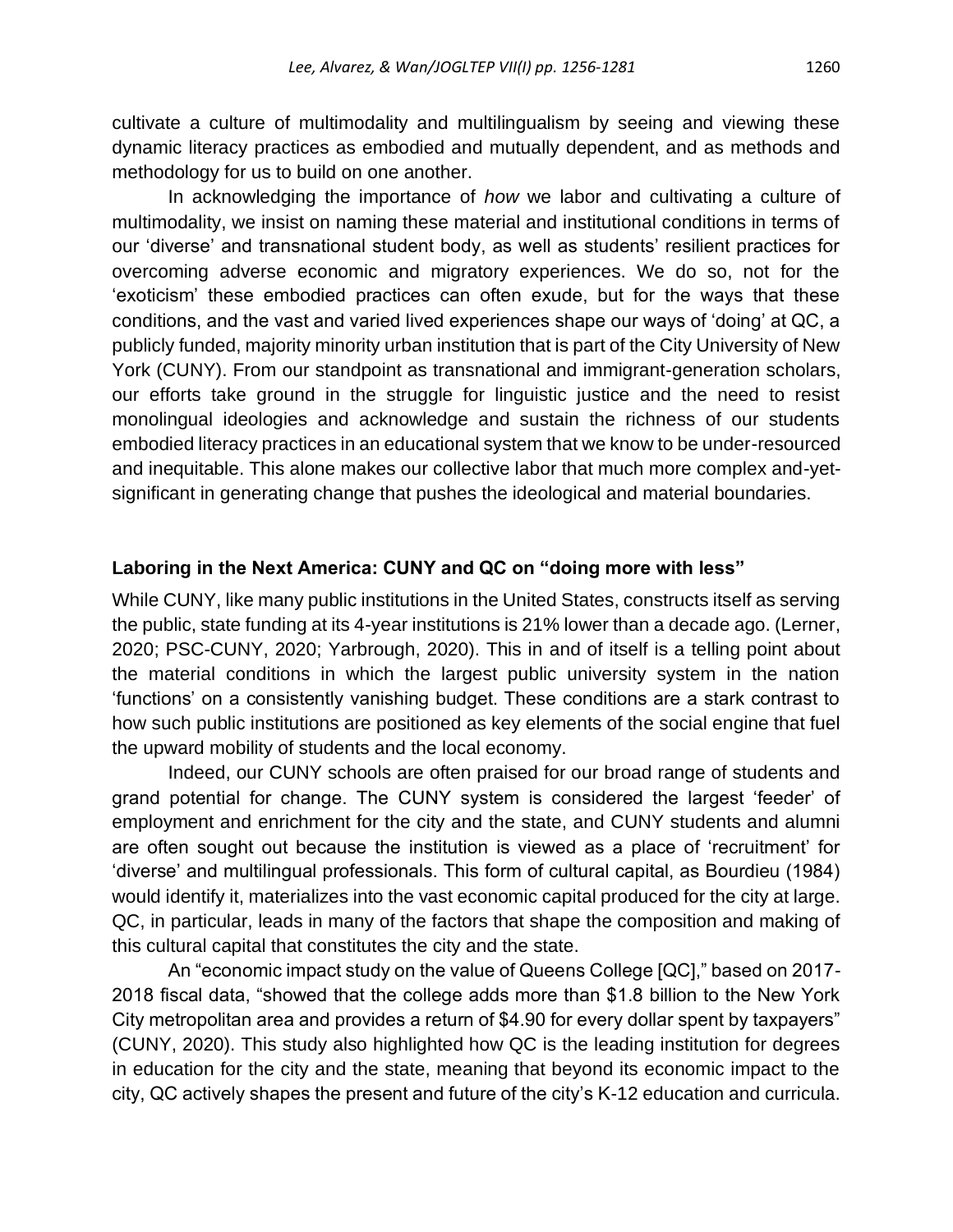cultivate a culture of multimodality and multilingualism by seeing and viewing these dynamic literacy practices as embodied and mutually dependent, and as methods and methodology for us to build on one another.

In acknowledging the importance of *how* we labor and cultivating a culture of multimodality, we insist on naming these material and institutional conditions in terms of our 'diverse' and transnational student body, as well as students' resilient practices for overcoming adverse economic and migratory experiences. We do so, not for the 'exoticism' these embodied practices can often exude, but for the ways that these conditions, and the vast and varied lived experiences shape our ways of 'doing' at QC, a publicly funded, majority minority urban institution that is part of the City University of New York (CUNY). From our standpoint as transnational and immigrant-generation scholars, our efforts take ground in the struggle for linguistic justice and the need to resist monolingual ideologies and acknowledge and sustain the richness of our students embodied literacy practices in an educational system that we know to be under-resourced and inequitable. This alone makes our collective labor that much more complex and-yet-significant in generating change that pushes the ideological and material boundaries.

### Laboring in the Next America: CUNY and QC on "doing more with less"

While CUNY, like many public institutions in the United States, constructs itself as serving the public, state funding at its 4-year institutions is 21% lower than a decade ago. (Lerner, 2020; PSC-CUNY, 2020; Yarbrough, 2020). This in and of itself is a telling point about the material conditions in which the largest public university system in the nation 'functions' on a consistently vanishing budget. These conditions are a stark contrast to how such public institutions are positioned as key elements of the social engine that fuel the upward mobility of students and the local economy.

Indeed, our CUNY schools are often praised for our broad range of students and grand potential for change. The CUNY system is considered the largest 'feeder' of employment and enrichment for the city and the state, and CUNY students and alumni are often sought out because the institution is viewed as a place of 'recruitment' for 'diverse' and multilingual professionals. This form of cultural capital, as Bourdieu (1984) would identify it, materializes into the vast economic capital produced for the city at large. QC, in particular, leads in many of the factors that shape the composition and making of this cultural capital that constitutes the city and the state.

An "economic impact study on the value of Queens College [QC]," based on 2017-2018 fiscal data, "showed that the college adds more than $1.8 billion to the New York City metropolitan area and provides a return of $4.90 for every dollar spent by taxpayers" (CUNY, 2020). This study also highlighted how QC is the leading institution for degrees in education for the city and the state, meaning that beyond its economic impact to the city, QC actively shapes the present and future of the city's K-12 education and curricula.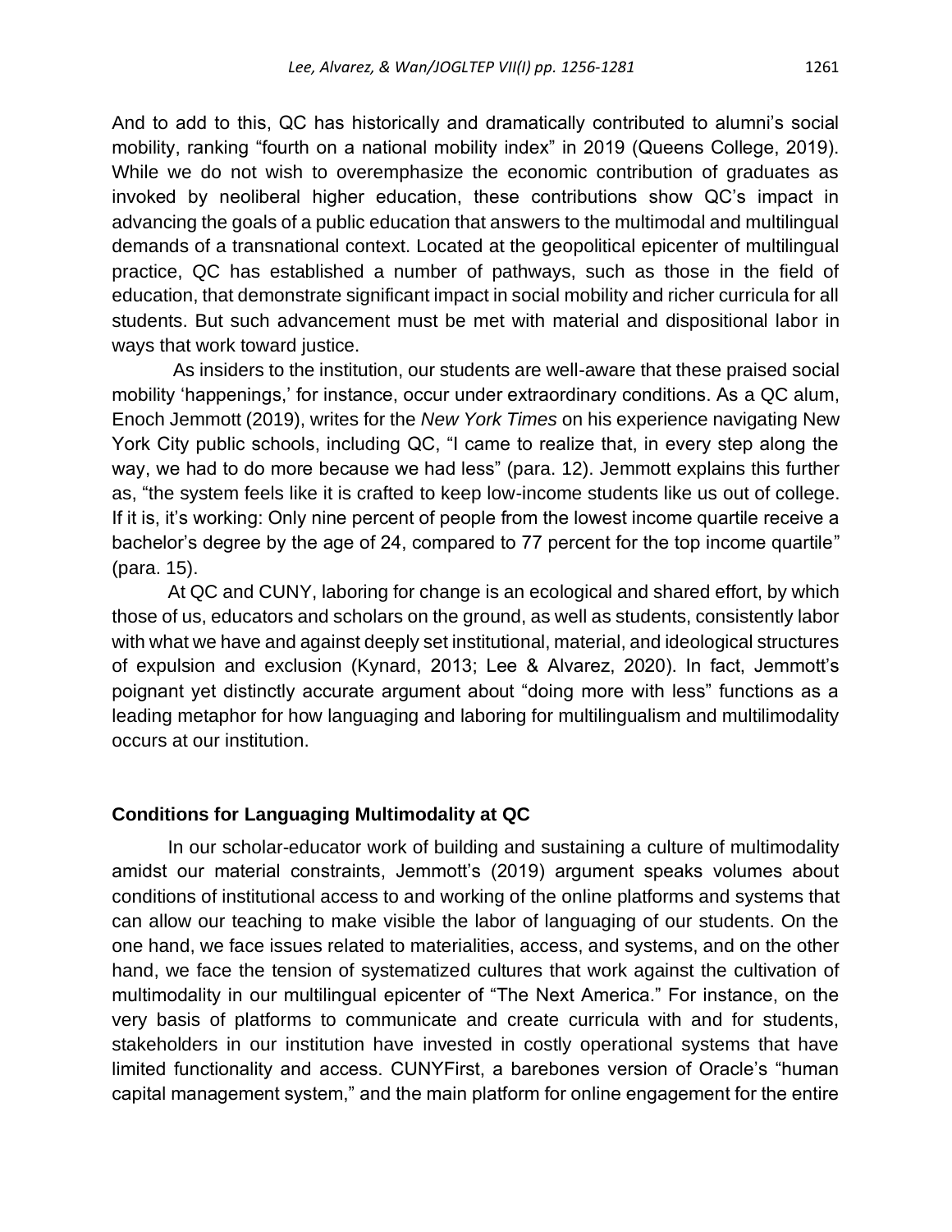And to add to this, QC has historically and dramatically contributed to alumni's social mobility, ranking "fourth on a national mobility index" in 2019 (Queens College, 2019). While we do not wish to overemphasize the economic contribution of graduates as invoked by neoliberal higher education, these contributions show QC's impact in advancing the goals of a public education that answers to the multimodal and multilingual demands of a transnational context. Located at the geopolitical epicenter of multilingual practice, QC has established a number of pathways, such as those in the field of education, that demonstrate significant impact in social mobility and richer curricula for all students. But such advancement must be met with material and dispositional labor in ways that work toward justice.

As insiders to the institution, our students are well-aware that these praised social mobility 'happenings,' for instance, occur under extraordinary conditions. As a QC alum, Enoch Jemmott (2019), writes for the *New York Times* on his experience navigating New York City public schools, including QC, "I came to realize that, in every step along the way, we had to do more because we had less" (para. 12). Jemmott explains this further as, "the system feels like it is crafted to keep low-income students like us out of college. If it is, it's working: Only nine percent of people from the lowest income quartile receive a bachelor's degree by the age of 24, compared to 77 percent for the top income quartile" (para. 15).

At QC and CUNY, laboring for change is an ecological and shared effort, by which those of us, educators and scholars on the ground, as well as students, consistently labor with what we have and against deeply set institutional, material, and ideological structures of expulsion and exclusion (Kynard, 2013; Lee & Alvarez, 2020). In fact, Jemmott's poignant yet distinctly accurate argument about "doing more with less" functions as a leading metaphor for how languaging and laboring for multilingualism and multilimodality occurs at our institution.

## Conditions for Languaging Multimodality at QC

In our scholar-educator work of building and sustaining a culture of multimodality amidst our material constraints, Jemmott's (2019) argument speaks volumes about conditions of institutional access to and working of the online platforms and systems that can allow our teaching to make visible the labor of languaging of our students. On the one hand, we face issues related to materialities, access, and systems, and on the other hand, we face the tension of systematized cultures that work against the cultivation of multimodality in our multilingual epicenter of "The Next America." For instance, on the very basis of platforms to communicate and create curricula with and for students, stakeholders in our institution have invested in costly operational systems that have limited functionality and access. CUNYFirst, a barebones version of Oracle's "human capital management system," and the main platform for online engagement for the entire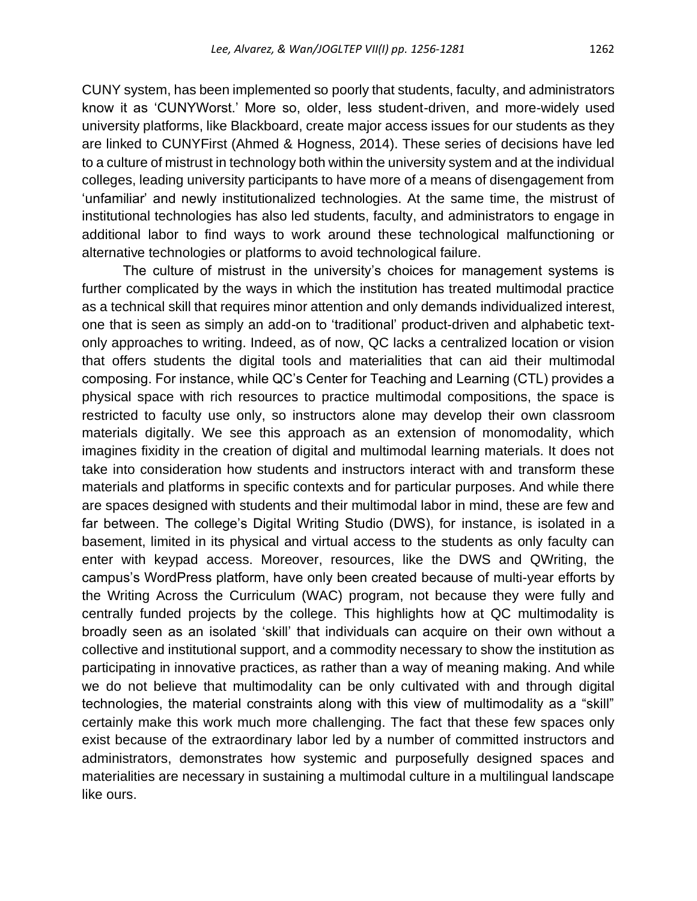CUNY system, has been implemented so poorly that students, faculty, and administrators know it as 'CUNYWorst.' More so, older, less student-driven, and more-widely used university platforms, like Blackboard, create major access issues for our students as they are linked to CUNYFirst (Ahmed & Hogness, 2014). These series of decisions have led to a culture of mistrust in technology both within the university system and at the individual colleges, leading university participants to have more of a means of disengagement from 'unfamiliar' and newly institutionalized technologies. At the same time, the mistrust of institutional technologies has also led students, faculty, and administrators to engage in additional labor to find ways to work around these technological malfunctioning or alternative technologies or platforms to avoid technological failure.

The culture of mistrust in the university's choices for management systems is further complicated by the ways in which the institution has treated multimodal practice as a technical skill that requires minor attention and only demands individualized interest, one that is seen as simply an add-on to 'traditional' product-driven and alphabetic text-only approaches to writing. Indeed, as of now, QC lacks a centralized location or vision that offers students the digital tools and materialities that can aid their multimodal composing. For instance, while QC's Center for Teaching and Learning (CTL) provides a physical space with rich resources to practice multimodal compositions, the space is restricted to faculty use only, so instructors alone may develop their own classroom materials digitally. We see this approach as an extension of monomodality, which imagines fixidity in the creation of digital and multimodal learning materials. It does not take into consideration how students and instructors interact with and transform these materials and platforms in specific contexts and for particular purposes. And while there are spaces designed with students and their multimodal labor in mind, these are few and far between. The college's Digital Writing Studio (DWS), for instance, is isolated in a basement, limited in its physical and virtual access to the students as only faculty can enter with keypad access. Moreover, resources, like the DWS and QWriting, the campus's WordPress platform, have only been created because of multi-year efforts by the Writing Across the Curriculum (WAC) program, not because they were fully and centrally funded projects by the college. This highlights how at QC multimodality is broadly seen as an isolated 'skill' that individuals can acquire on their own without a collective and institutional support, and a commodity necessary to show the institution as participating in innovative practices, as rather than a way of meaning making. And while we do not believe that multimodality can be only cultivated with and through digital technologies, the material constraints along with this view of multimodality as a "skill" certainly make this work much more challenging. The fact that these few spaces only exist because of the extraordinary labor led by a number of committed instructors and administrators, demonstrates how systemic and purposefully designed spaces and materialities are necessary in sustaining a multimodal culture in a multilingual landscape like ours.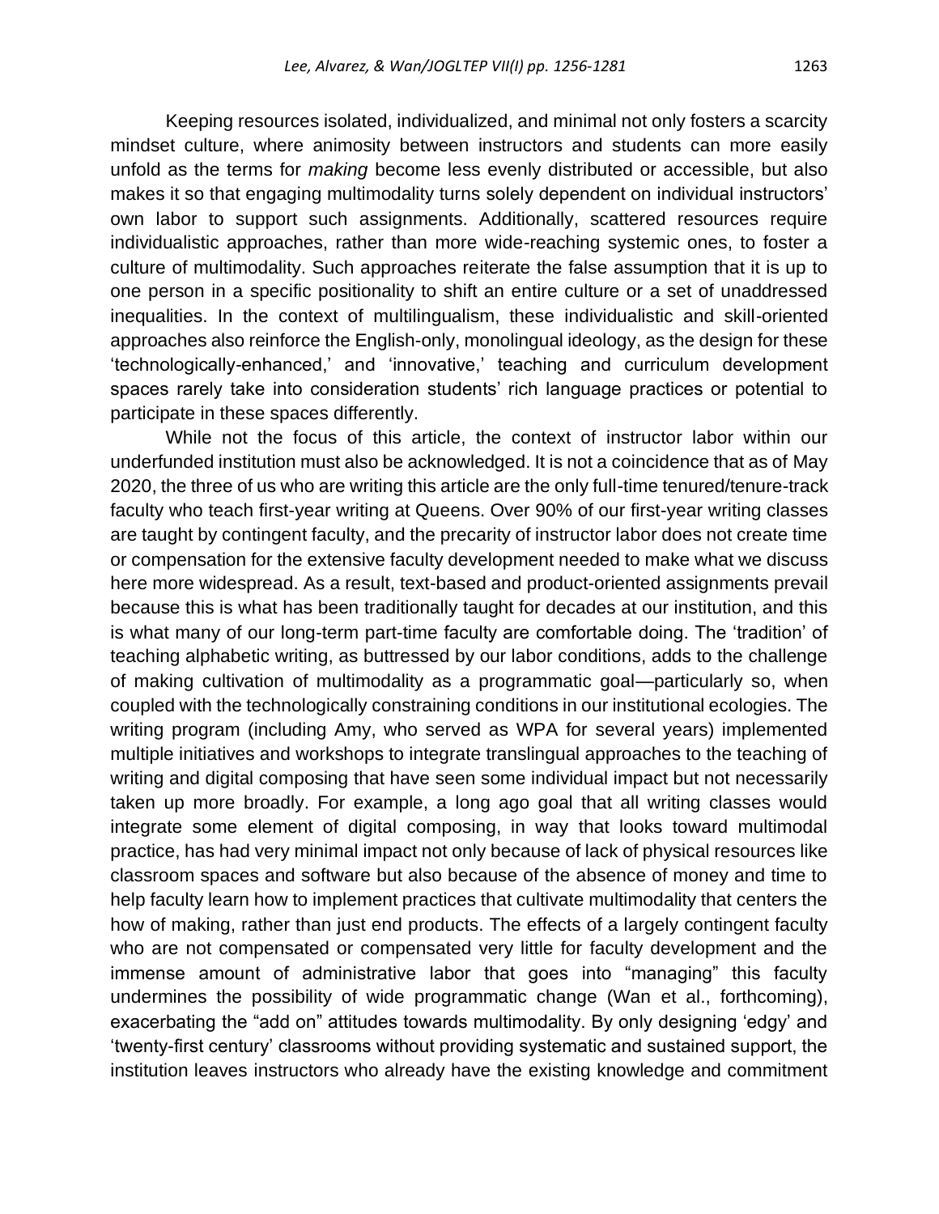Keeping resources isolated, individualized, and minimal not only fosters a scarcity mindset culture, where animosity between instructors and students can more easily unfold as the terms for *making* become less evenly distributed or accessible, but also makes it so that engaging multimodality turns solely dependent on individual instructors' own labor to support such assignments. Additionally, scattered resources require individualistic approaches, rather than more wide-reaching systemic ones, to foster a culture of multimodality. Such approaches reiterate the false assumption that it is up to one person in a specific positionality to shift an entire culture or a set of unaddressed inequalities. In the context of multilingualism, these individualistic and skill-oriented approaches also reinforce the English-only, monolingual ideology, as the design for these 'technologically-enhanced,' and 'innovative,' teaching and curriculum development spaces rarely take into consideration students' rich language practices or potential to participate in these spaces differently.

While not the focus of this article, the context of instructor labor within our underfunded institution must also be acknowledged. It is not a coincidence that as of May 2020, the three of us who are writing this article are the only full-time tenured/tenure-track faculty who teach first-year writing at Queens. Over 90% of our first-year writing classes are taught by contingent faculty, and the precarity of instructor labor does not create time or compensation for the extensive faculty development needed to make what we discuss here more widespread. As a result, text-based and product-oriented assignments prevail because this is what has been traditionally taught for decades at our institution, and this is what many of our long-term part-time faculty are comfortable doing. The 'tradition' of teaching alphabetic writing, as buttressed by our labor conditions, adds to the challenge of making cultivation of multimodality as a programmatic goal—particularly so, when coupled with the technologically constraining conditions in our institutional ecologies. The writing program (including Amy, who served as WPA for several years) implemented multiple initiatives and workshops to integrate translingual approaches to the teaching of writing and digital composing that have seen some individual impact but not necessarily taken up more broadly. For example, a long ago goal that all writing classes would integrate some element of digital composing, in way that looks toward multimodal practice, has had very minimal impact not only because of lack of physical resources like classroom spaces and software but also because of the absence of money and time to help faculty learn how to implement practices that cultivate multimodality that centers the how of making, rather than just end products. The effects of a largely contingent faculty who are not compensated or compensated very little for faculty development and the immense amount of administrative labor that goes into "managing" this faculty undermines the possibility of wide programmatic change (Wan et al., forthcoming), exacerbating the "add on" attitudes towards multimodality. By only designing 'edgy' and 'twenty-first century' classrooms without providing systematic and sustained support, the institution leaves instructors who already have the existing knowledge and commitment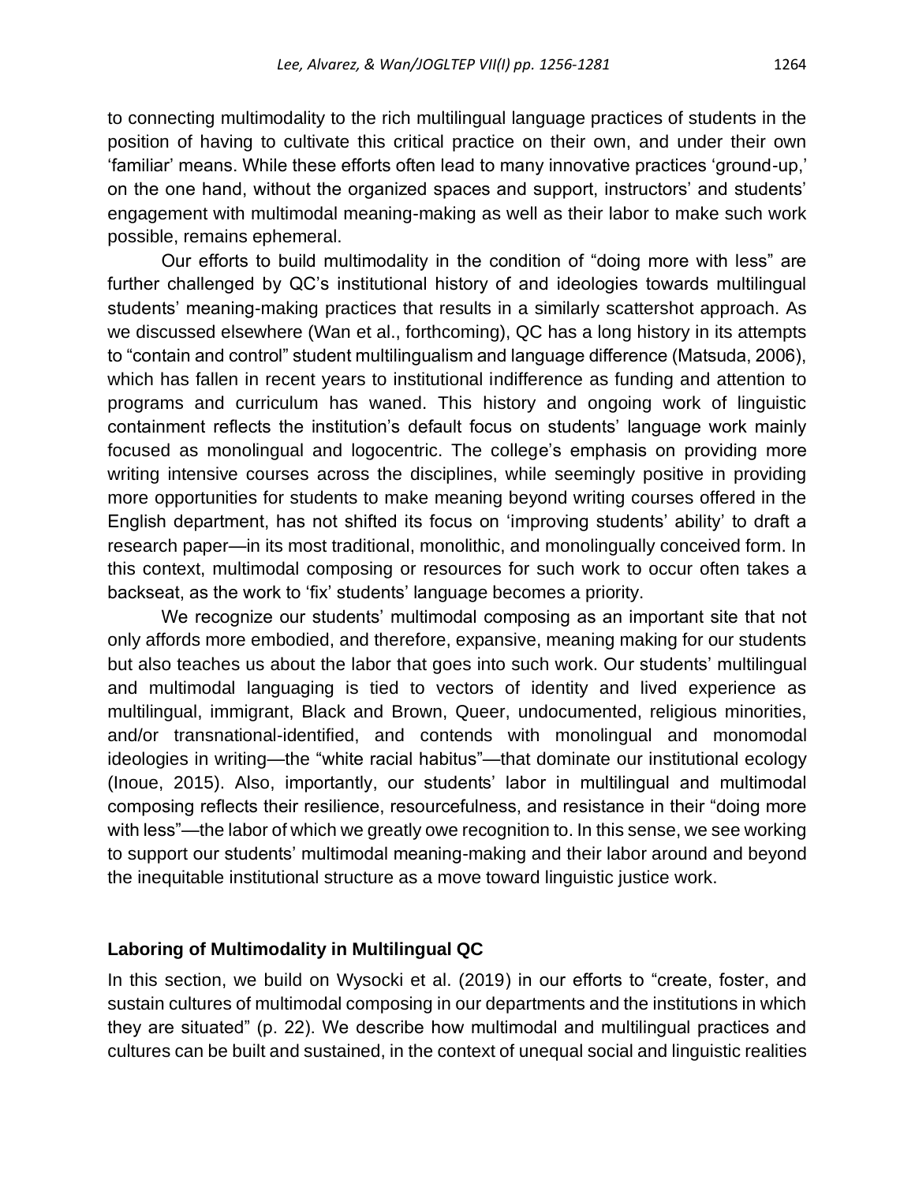to connecting multimodality to the rich multilingual language practices of students in the position of having to cultivate this critical practice on their own, and under their own 'familiar' means. While these efforts often lead to many innovative practices 'ground-up,' on the one hand, without the organized spaces and support, instructors' and students' engagement with multimodal meaning-making as well as their labor to make such work possible, remains ephemeral.

Our efforts to build multimodality in the condition of "doing more with less" are further challenged by QC's institutional history of and ideologies towards multilingual students' meaning-making practices that results in a similarly scattershot approach. As we discussed elsewhere (Wan et al., forthcoming), QC has a long history in its attempts to "contain and control" student multilingualism and language difference (Matsuda, 2006), which has fallen in recent years to institutional indifference as funding and attention to programs and curriculum has waned. This history and ongoing work of linguistic containment reflects the institution's default focus on students' language work mainly focused as monolingual and logocentric. The college's emphasis on providing more writing intensive courses across the disciplines, while seemingly positive in providing more opportunities for students to make meaning beyond writing courses offered in the English department, has not shifted its focus on 'improving students' ability' to draft a research paper—in its most traditional, monolithic, and monolingually conceived form. In this context, multimodal composing or resources for such work to occur often takes a backseat, as the work to 'fix' students' language becomes a priority.

We recognize our students' multimodal composing as an important site that not only affords more embodied, and therefore, expansive, meaning making for our students but also teaches us about the labor that goes into such work. Our students' multilingual and multimodal languaging is tied to vectors of identity and lived experience as multilingual, immigrant, Black and Brown, Queer, undocumented, religious minorities, and/or transnational-identified, and contends with monolingual and monomodal ideologies in writing—the "white racial habitus"—that dominate our institutional ecology (Inoue, 2015). Also, importantly, our students' labor in multilingual and multimodal composing reflects their resilience, resourcefulness, and resistance in their "doing more with less"—the labor of which we greatly owe recognition to. In this sense, we see working to support our students' multimodal meaning-making and their labor around and beyond the inequitable institutional structure as a move toward linguistic justice work.

## Laboring of Multimodality in Multilingual QC

In this section, we build on Wysocki et al. (2019) in our efforts to "create, foster, and sustain cultures of multimodal composing in our departments and the institutions in which they are situated" (p. 22). We describe how multimodal and multilingual practices and cultures can be built and sustained, in the context of unequal social and linguistic realities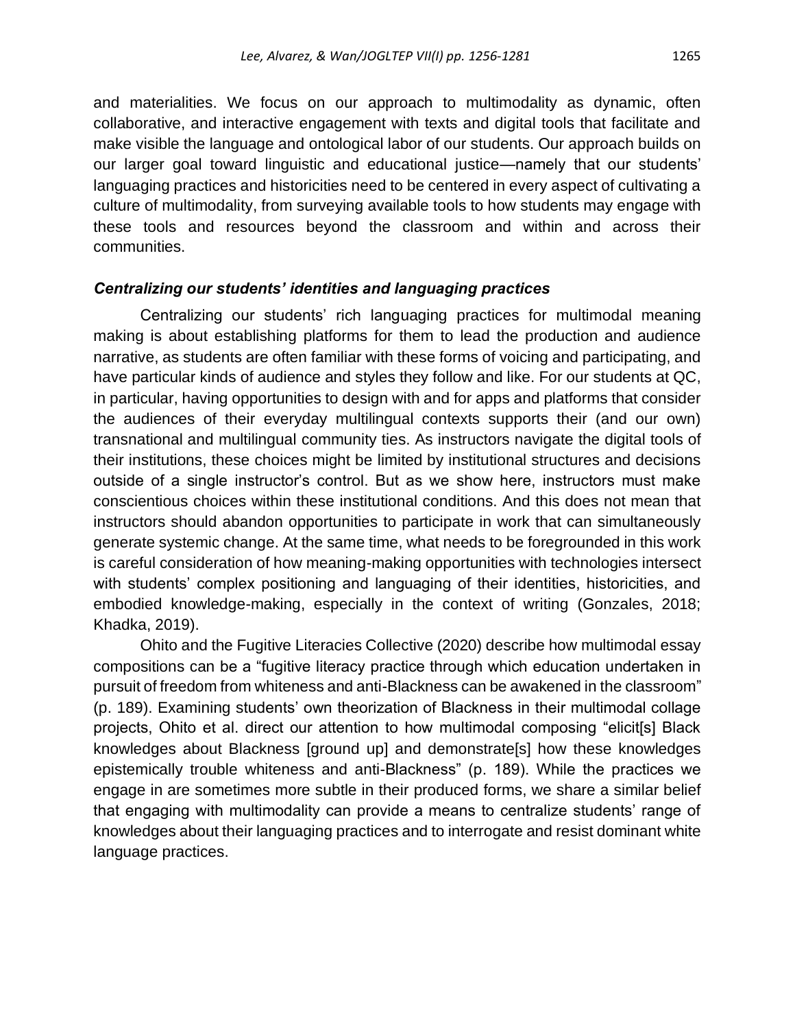and materialities. We focus on our approach to multimodality as dynamic, often collaborative, and interactive engagement with texts and digital tools that facilitate and make visible the language and ontological labor of our students. Our approach builds on our larger goal toward linguistic and educational justice—namely that our students' languaging practices and historicities need to be centered in every aspect of cultivating a culture of multimodality, from surveying available tools to how students may engage with these tools and resources beyond the classroom and within and across their communities.

### *Centralizing our students' identities and languaging practices*

Centralizing our students' rich languaging practices for multimodal meaning making is about establishing platforms for them to lead the production and audience narrative, as students are often familiar with these forms of voicing and participating, and have particular kinds of audience and styles they follow and like. For our students at QC, in particular, having opportunities to design with and for apps and platforms that consider the audiences of their everyday multilingual contexts supports their (and our own) transnational and multilingual community ties. As instructors navigate the digital tools of their institutions, these choices might be limited by institutional structures and decisions outside of a single instructor's control. But as we show here, instructors must make conscientious choices within these institutional conditions. And this does not mean that instructors should abandon opportunities to participate in work that can simultaneously generate systemic change. At the same time, what needs to be foregrounded in this work is careful consideration of how meaning-making opportunities with technologies intersect with students' complex positioning and languaging of their identities, historicities, and embodied knowledge-making, especially in the context of writing (Gonzales, 2018; Khadka, 2019).

Ohito and the Fugitive Literacies Collective (2020) describe how multimodal essay compositions can be a "fugitive literacy practice through which education undertaken in pursuit of freedom from whiteness and anti-Blackness can be awakened in the classroom" (p. 189). Examining students' own theorization of Blackness in their multimodal collage projects, Ohito et al. direct our attention to how multimodal composing "elicit[s] Black knowledges about Blackness [ground up] and demonstrate[s] how these knowledges epistemically trouble whiteness and anti-Blackness" (p. 189). While the practices we engage in are sometimes more subtle in their produced forms, we share a similar belief that engaging with multimodality can provide a means to centralize students' range of knowledges about their languaging practices and to interrogate and resist dominant white language practices.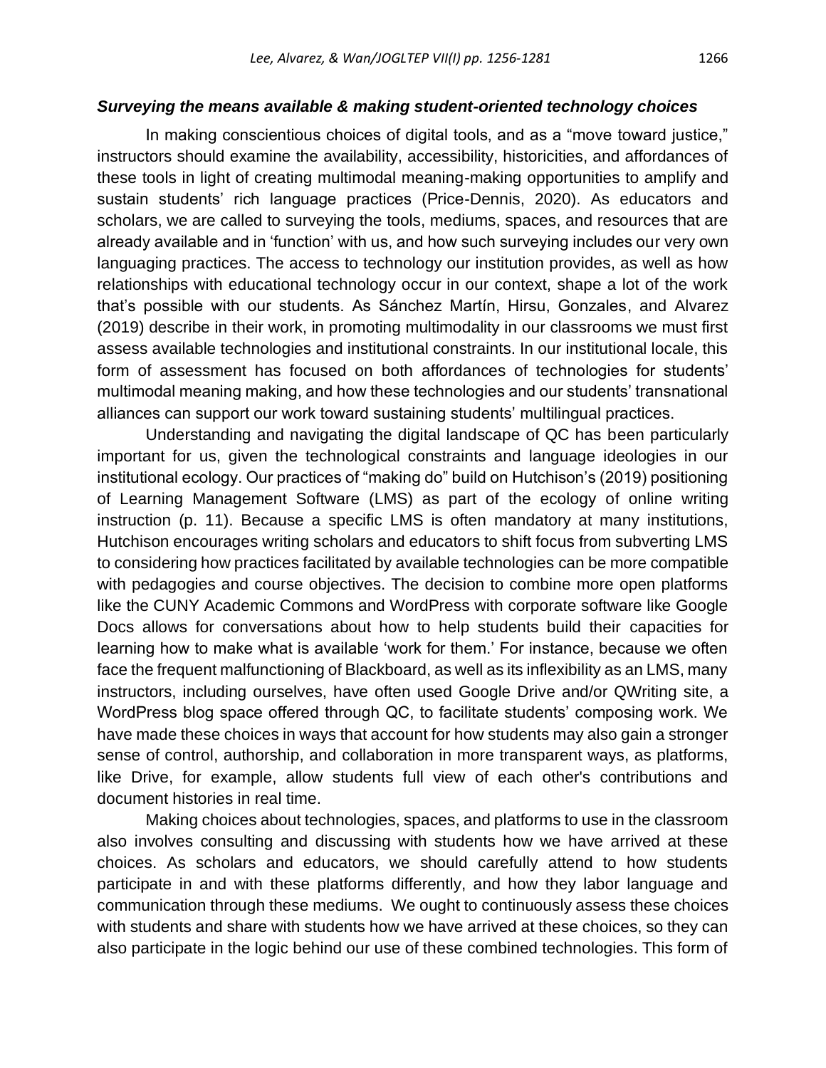### *Surveying the means available & making student-oriented technology choices*

In making conscientious choices of digital tools, and as a "move toward justice," instructors should examine the availability, accessibility, historicities, and affordances of these tools in light of creating multimodal meaning-making opportunities to amplify and sustain students' rich language practices (Price-Dennis, 2020). As educators and scholars, we are called to surveying the tools, mediums, spaces, and resources that are already available and in 'function' with us, and how such surveying includes our very own languaging practices. The access to technology our institution provides, as well as how relationships with educational technology occur in our context, shape a lot of the work that's possible with our students. As Sánchez Martín, Hirsu, Gonzales, and Alvarez (2019) describe in their work, in promoting multimodality in our classrooms we must first assess available technologies and institutional constraints. In our institutional locale, this form of assessment has focused on both affordances of technologies for students' multimodal meaning making, and how these technologies and our students' transnational alliances can support our work toward sustaining students' multilingual practices.

Understanding and navigating the digital landscape of QC has been particularly important for us, given the technological constraints and language ideologies in our institutional ecology. Our practices of "making do" build on Hutchison's (2019) positioning of Learning Management Software (LMS) as part of the ecology of online writing instruction (p. 11). Because a specific LMS is often mandatory at many institutions, Hutchison encourages writing scholars and educators to shift focus from subverting LMS to considering how practices facilitated by available technologies can be more compatible with pedagogies and course objectives. The decision to combine more open platforms like the CUNY Academic Commons and WordPress with corporate software like Google Docs allows for conversations about how to help students build their capacities for learning how to make what is available 'work for them.' For instance, because we often face the frequent malfunctioning of Blackboard, as well as its inflexibility as an LMS, many instructors, including ourselves, have often used Google Drive and/or QWriting site, a WordPress blog space offered through QC, to facilitate students' composing work. We have made these choices in ways that account for how students may also gain a stronger sense of control, authorship, and collaboration in more transparent ways, as platforms, like Drive, for example, allow students full view of each other's contributions and document histories in real time.

Making choices about technologies, spaces, and platforms to use in the classroom also involves consulting and discussing with students how we have arrived at these choices. As scholars and educators, we should carefully attend to how students participate in and with these platforms differently, and how they labor language and communication through these mediums. We ought to continuously assess these choices with students and share with students how we have arrived at these choices, so they can also participate in the logic behind our use of these combined technologies. This form of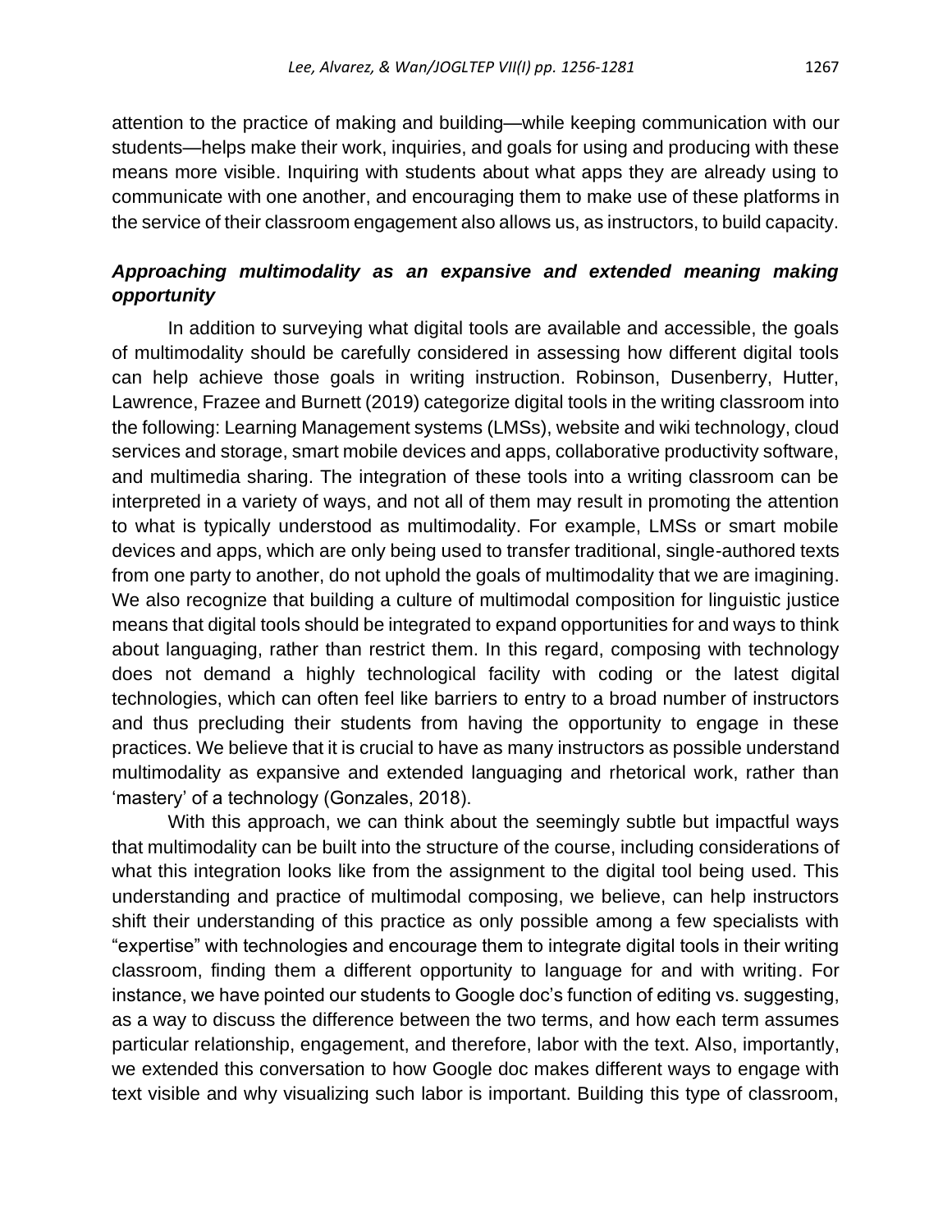attention to the practice of making and building—while keeping communication with our students—helps make their work, inquiries, and goals for using and producing with these means more visible. Inquiring with students about what apps they are already using to communicate with one another, and encouraging them to make use of these platforms in the service of their classroom engagement also allows us, as instructors, to build capacity.

### *Approaching multimodality as an expansive and extended meaning making opportunity*

In addition to surveying what digital tools are available and accessible, the goals of multimodality should be carefully considered in assessing how different digital tools can help achieve those goals in writing instruction. Robinson, Dusenberry, Hutter, Lawrence, Frazee and Burnett (2019) categorize digital tools in the writing classroom into the following: Learning Management systems (LMSs), website and wiki technology, cloud services and storage, smart mobile devices and apps, collaborative productivity software, and multimedia sharing. The integration of these tools into a writing classroom can be interpreted in a variety of ways, and not all of them may result in promoting the attention to what is typically understood as multimodality. For example, LMSs or smart mobile devices and apps, which are only being used to transfer traditional, single-authored texts from one party to another, do not uphold the goals of multimodality that we are imagining. We also recognize that building a culture of multimodal composition for linguistic justice means that digital tools should be integrated to expand opportunities for and ways to think about languaging, rather than restrict them. In this regard, composing with technology does not demand a highly technological facility with coding or the latest digital technologies, which can often feel like barriers to entry to a broad number of instructors and thus precluding their students from having the opportunity to engage in these practices. We believe that it is crucial to have as many instructors as possible understand multimodality as expansive and extended languaging and rhetorical work, rather than 'mastery' of a technology (Gonzales, 2018).

With this approach, we can think about the seemingly subtle but impactful ways that multimodality can be built into the structure of the course, including considerations of what this integration looks like from the assignment to the digital tool being used. This understanding and practice of multimodal composing, we believe, can help instructors shift their understanding of this practice as only possible among a few specialists with "expertise" with technologies and encourage them to integrate digital tools in their writing classroom, finding them a different opportunity to language for and with writing. For instance, we have pointed our students to Google doc's function of editing vs. suggesting, as a way to discuss the difference between the two terms, and how each term assumes particular relationship, engagement, and therefore, labor with the text. Also, importantly, we extended this conversation to how Google doc makes different ways to engage with text visible and why visualizing such labor is important. Building this type of classroom,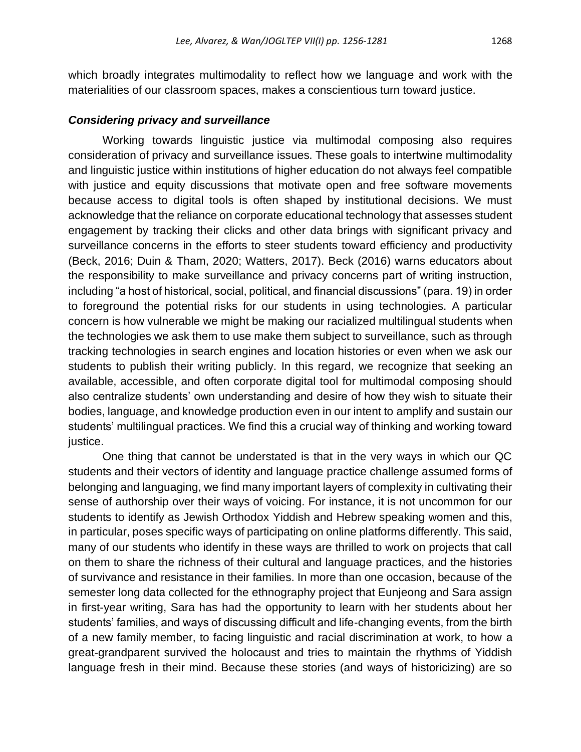which broadly integrates multimodality to reflect how we language and work with the materialities of our classroom spaces, makes a conscientious turn toward justice.

### *Considering privacy and surveillance*

Working towards linguistic justice via multimodal composing also requires consideration of privacy and surveillance issues. These goals to intertwine multimodality and linguistic justice within institutions of higher education do not always feel compatible with justice and equity discussions that motivate open and free software movements because access to digital tools is often shaped by institutional decisions. We must acknowledge that the reliance on corporate educational technology that assesses student engagement by tracking their clicks and other data brings with significant privacy and surveillance concerns in the efforts to steer students toward efficiency and productivity (Beck, 2016; Duin & Tham, 2020; Watters, 2017). Beck (2016) warns educators about the responsibility to make surveillance and privacy concerns part of writing instruction, including "a host of historical, social, political, and financial discussions" (para. 19) in order to foreground the potential risks for our students in using technologies. A particular concern is how vulnerable we might be making our racialized multilingual students when the technologies we ask them to use make them subject to surveillance, such as through tracking technologies in search engines and location histories or even when we ask our students to publish their writing publicly. In this regard, we recognize that seeking an available, accessible, and often corporate digital tool for multimodal composing should also centralize students' own understanding and desire of how they wish to situate their bodies, language, and knowledge production even in our intent to amplify and sustain our students' multilingual practices. We find this a crucial way of thinking and working toward justice.

One thing that cannot be understated is that in the very ways in which our QC students and their vectors of identity and language practice challenge assumed forms of belonging and languaging, we find many important layers of complexity in cultivating their sense of authorship over their ways of voicing. For instance, it is not uncommon for our students to identify as Jewish Orthodox Yiddish and Hebrew speaking women and this, in particular, poses specific ways of participating on online platforms differently. This said, many of our students who identify in these ways are thrilled to work on projects that call on them to share the richness of their cultural and language practices, and the histories of survivance and resistance in their families. In more than one occasion, because of the semester long data collected for the ethnography project that Eunjeong and Sara assign in first-year writing, Sara has had the opportunity to learn with her students about her students' families, and ways of discussing difficult and life-changing events, from the birth of a new family member, to facing linguistic and racial discrimination at work, to how a great-grandparent survived the holocaust and tries to maintain the rhythms of Yiddish language fresh in their mind. Because these stories (and ways of historicizing) are so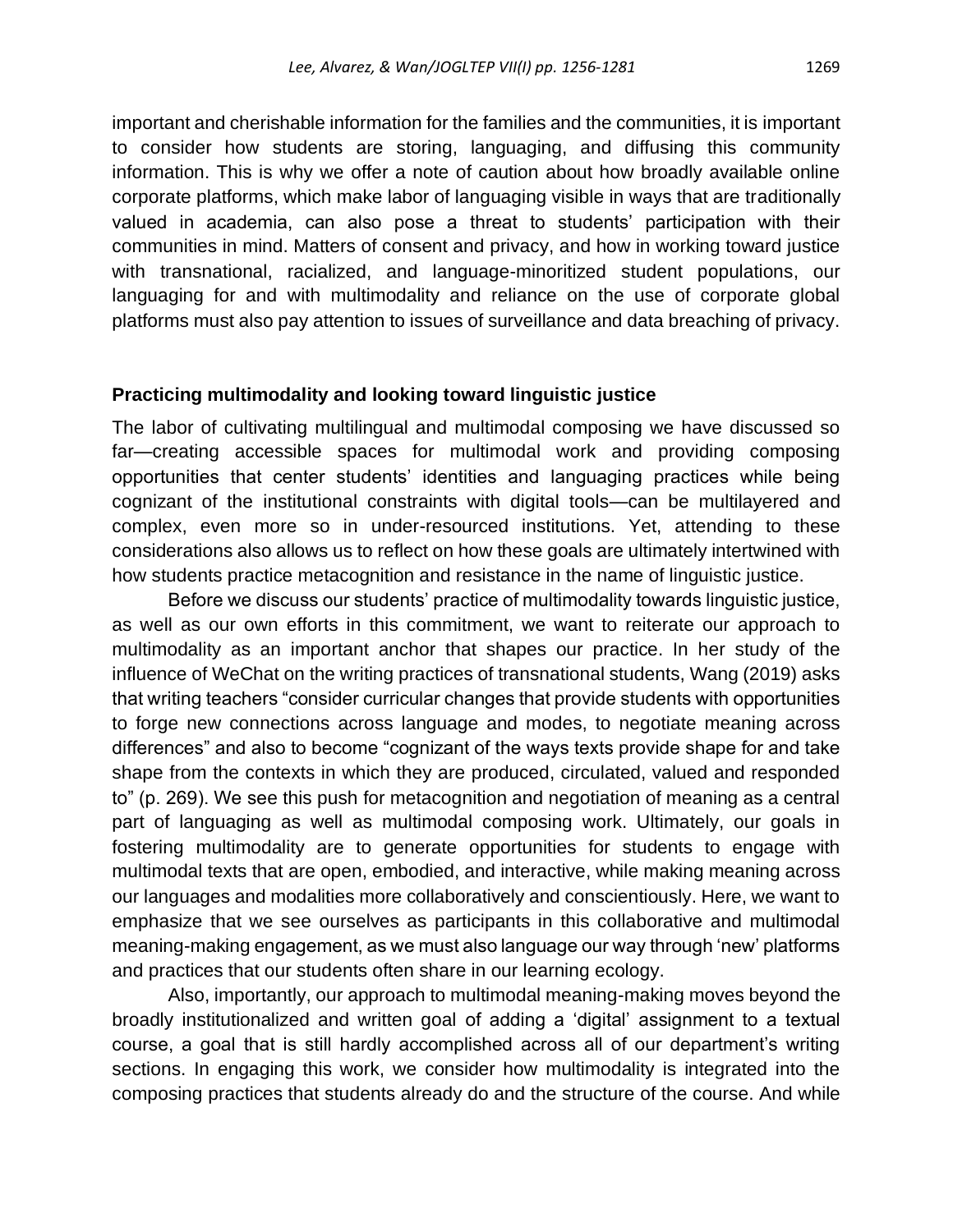important and cherishable information for the families and the communities, it is important to consider how students are storing, languaging, and diffusing this community information. This is why we offer a note of caution about how broadly available online corporate platforms, which make labor of languaging visible in ways that are traditionally valued in academia, can also pose a threat to students' participation with their communities in mind. Matters of consent and privacy, and how in working toward justice with transnational, racialized, and language-minoritized student populations, our languaging for and with multimodality and reliance on the use of corporate global platforms must also pay attention to issues of surveillance and data breaching of privacy.

## Practicing multimodality and looking toward linguistic justice

The labor of cultivating multilingual and multimodal composing we have discussed so far—creating accessible spaces for multimodal work and providing composing opportunities that center students' identities and languaging practices while being cognizant of the institutional constraints with digital tools—can be multilayered and complex, even more so in under-resourced institutions. Yet, attending to these considerations also allows us to reflect on how these goals are ultimately intertwined with how students practice metacognition and resistance in the name of linguistic justice.

Before we discuss our students' practice of multimodality towards linguistic justice, as well as our own efforts in this commitment, we want to reiterate our approach to multimodality as an important anchor that shapes our practice. In her study of the influence of WeChat on the writing practices of transnational students, Wang (2019) asks that writing teachers "consider curricular changes that provide students with opportunities to forge new connections across language and modes, to negotiate meaning across differences" and also to become "cognizant of the ways texts provide shape for and take shape from the contexts in which they are produced, circulated, valued and responded to" (p. 269). We see this push for metacognition and negotiation of meaning as a central part of languaging as well as multimodal composing work. Ultimately, our goals in fostering multimodality are to generate opportunities for students to engage with multimodal texts that are open, embodied, and interactive, while making meaning across our languages and modalities more collaboratively and conscientiously. Here, we want to emphasize that we see ourselves as participants in this collaborative and multimodal meaning-making engagement, as we must also language our way through 'new' platforms and practices that our students often share in our learning ecology.

Also, importantly, our approach to multimodal meaning-making moves beyond the broadly institutionalized and written goal of adding a 'digital' assignment to a textual course, a goal that is still hardly accomplished across all of our department's writing sections. In engaging this work, we consider how multimodality is integrated into the composing practices that students already do and the structure of the course. And while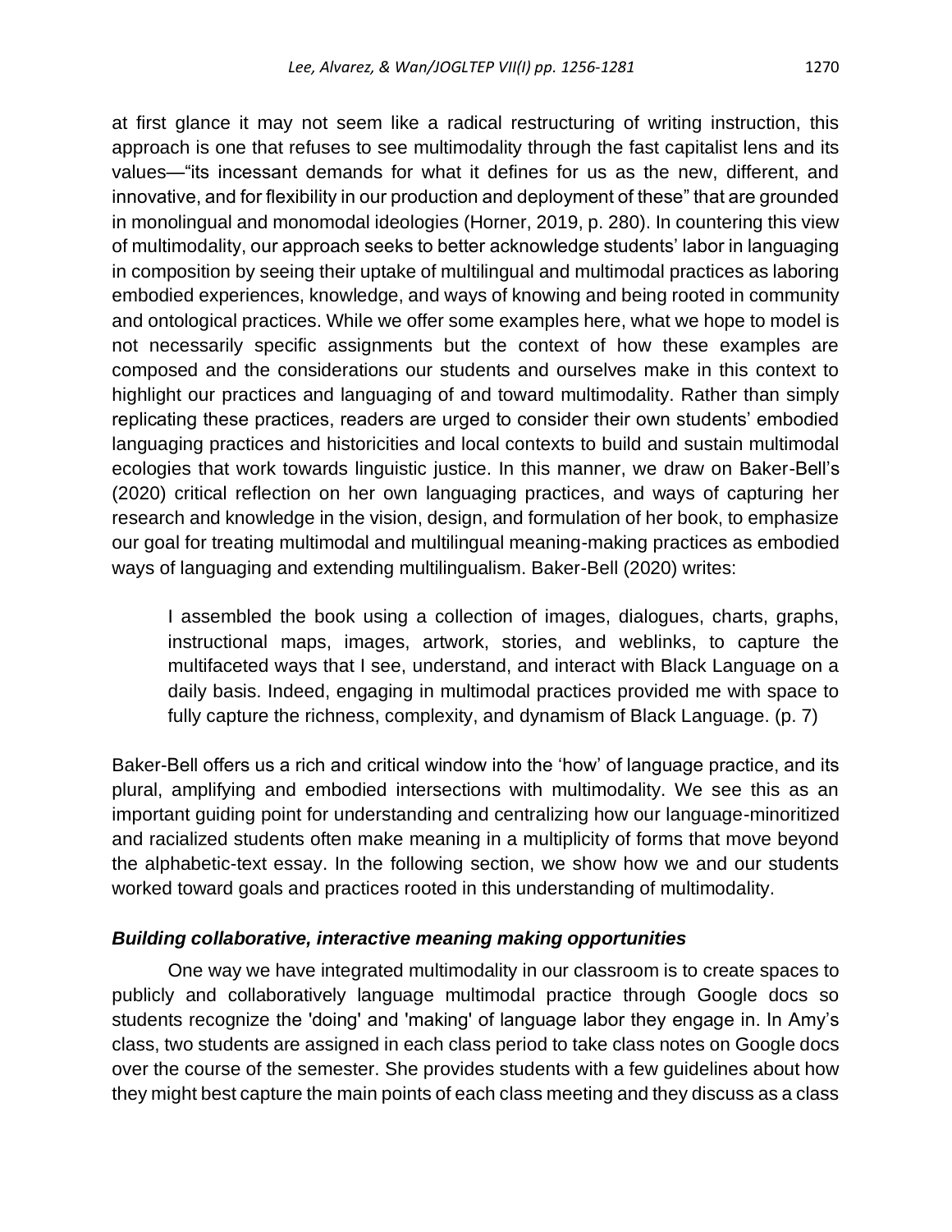at first glance it may not seem like a radical restructuring of writing instruction, this approach is one that refuses to see multimodality through the fast capitalist lens and its values—"its incessant demands for what it defines for us as the new, different, and innovative, and for flexibility in our production and deployment of these" that are grounded in monolingual and monomodal ideologies (Horner, 2019, p. 280). In countering this view of multimodality, our approach seeks to better acknowledge students' labor in languaging in composition by seeing their uptake of multilingual and multimodal practices as laboring embodied experiences, knowledge, and ways of knowing and being rooted in community and ontological practices. While we offer some examples here, what we hope to model is not necessarily specific assignments but the context of how these examples are composed and the considerations our students and ourselves make in this context to highlight our practices and languaging of and toward multimodality. Rather than simply replicating these practices, readers are urged to consider their own students' embodied languaging practices and historicities and local contexts to build and sustain multimodal ecologies that work towards linguistic justice. In this manner, we draw on Baker-Bell's (2020) critical reflection on her own languaging practices, and ways of capturing her research and knowledge in the vision, design, and formulation of her book, to emphasize our goal for treating multimodal and multilingual meaning-making practices as embodied ways of languaging and extending multilingualism. Baker-Bell (2020) writes:

> I assembled the book using a collection of images, dialogues, charts, graphs, instructional maps, images, artwork, stories, and weblinks, to capture the multifaceted ways that I see, understand, and interact with Black Language on a daily basis. Indeed, engaging in multimodal practices provided me with space to fully capture the richness, complexity, and dynamism of Black Language. (p. 7)

Baker-Bell offers us a rich and critical window into the 'how' of language practice, and its plural, amplifying and embodied intersections with multimodality. We see this as an important guiding point for understanding and centralizing how our language-minoritized and racialized students often make meaning in a multiplicity of forms that move beyond the alphabetic-text essay. In the following section, we show how we and our students worked toward goals and practices rooted in this understanding of multimodality.

### *Building collaborative, interactive meaning making opportunities*

One way we have integrated multimodality in our classroom is to create spaces to publicly and collaboratively language multimodal practice through Google docs so students recognize the 'doing' and 'making' of language labor they engage in. In Amy's class, two students are assigned in each class period to take class notes on Google docs over the course of the semester. She provides students with a few guidelines about how they might best capture the main points of each class meeting and they discuss as a class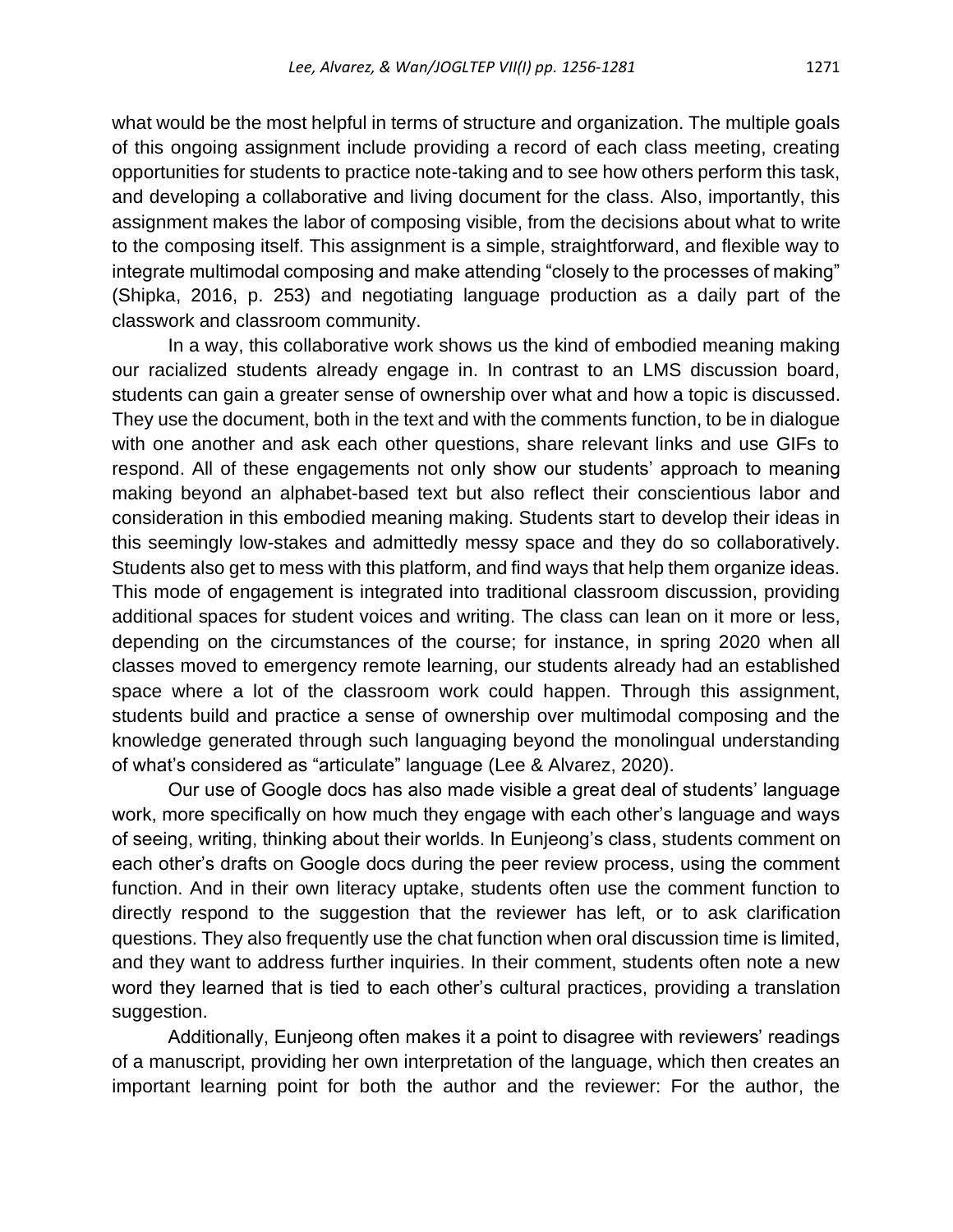what would be the most helpful in terms of structure and organization. The multiple goals of this ongoing assignment include providing a record of each class meeting, creating opportunities for students to practice note-taking and to see how others perform this task, and developing a collaborative and living document for the class. Also, importantly, this assignment makes the labor of composing visible, from the decisions about what to write to the composing itself. This assignment is a simple, straightforward, and flexible way to integrate multimodal composing and make attending "closely to the processes of making" (Shipka, 2016, p. 253) and negotiating language production as a daily part of the classwork and classroom community.

In a way, this collaborative work shows us the kind of embodied meaning making our racialized students already engage in. In contrast to an LMS discussion board, students can gain a greater sense of ownership over what and how a topic is discussed. They use the document, both in the text and with the comments function, to be in dialogue with one another and ask each other questions, share relevant links and use GIFs to respond. All of these engagements not only show our students' approach to meaning making beyond an alphabet-based text but also reflect their conscientious labor and consideration in this embodied meaning making. Students start to develop their ideas in this seemingly low-stakes and admittedly messy space and they do so collaboratively. Students also get to mess with this platform, and find ways that help them organize ideas. This mode of engagement is integrated into traditional classroom discussion, providing additional spaces for student voices and writing. The class can lean on it more or less, depending on the circumstances of the course; for instance, in spring 2020 when all classes moved to emergency remote learning, our students already had an established space where a lot of the classroom work could happen. Through this assignment, students build and practice a sense of ownership over multimodal composing and the knowledge generated through such languaging beyond the monolingual understanding of what's considered as "articulate" language (Lee & Alvarez, 2020).

Our use of Google docs has also made visible a great deal of students' language work, more specifically on how much they engage with each other's language and ways of seeing, writing, thinking about their worlds. In Eunjeong's class, students comment on each other's drafts on Google docs during the peer review process, using the comment function. And in their own literacy uptake, students often use the comment function to directly respond to the suggestion that the reviewer has left, or to ask clarification questions. They also frequently use the chat function when oral discussion time is limited, and they want to address further inquiries. In their comment, students often note a new word they learned that is tied to each other's cultural practices, providing a translation suggestion.

Additionally, Eunjeong often makes it a point to disagree with reviewers' readings of a manuscript, providing her own interpretation of the language, which then creates an important learning point for both the author and the reviewer: For the author, the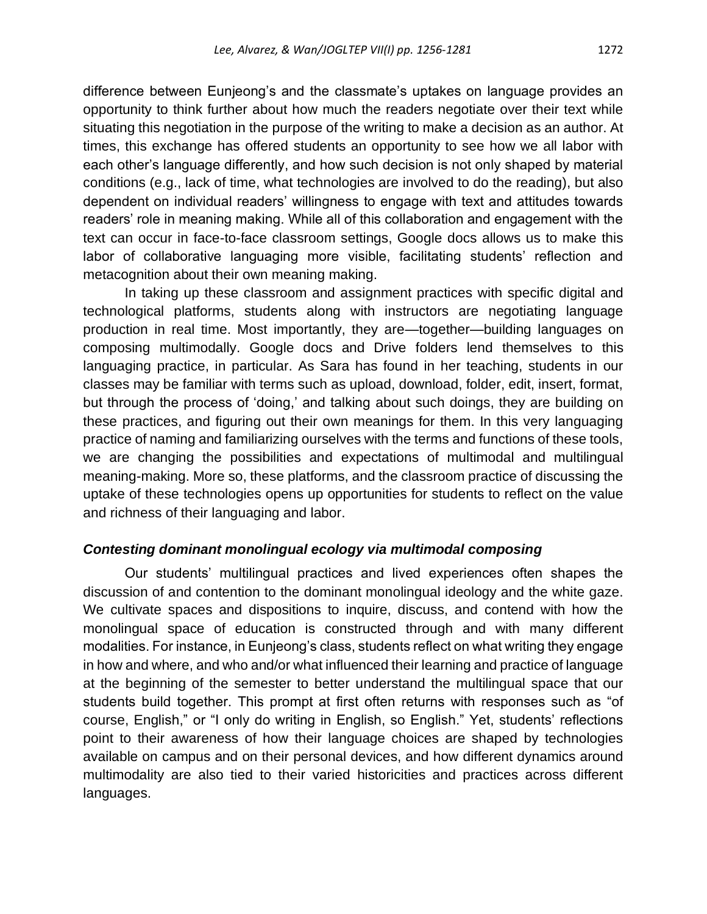difference between Eunjeong's and the classmate's uptakes on language provides an opportunity to think further about how much the readers negotiate over their text while situating this negotiation in the purpose of the writing to make a decision as an author. At times, this exchange has offered students an opportunity to see how we all labor with each other's language differently, and how such decision is not only shaped by material conditions (e.g., lack of time, what technologies are involved to do the reading), but also dependent on individual readers' willingness to engage with text and attitudes towards readers' role in meaning making. While all of this collaboration and engagement with the text can occur in face-to-face classroom settings, Google docs allows us to make this labor of collaborative languaging more visible, facilitating students' reflection and metacognition about their own meaning making.

In taking up these classroom and assignment practices with specific digital and technological platforms, students along with instructors are negotiating language production in real time. Most importantly, they are—together—building languages on composing multimodally. Google docs and Drive folders lend themselves to this languaging practice, in particular. As Sara has found in her teaching, students in our classes may be familiar with terms such as upload, download, folder, edit, insert, format, but through the process of 'doing,' and talking about such doings, they are building on these practices, and figuring out their own meanings for them. In this very languaging practice of naming and familiarizing ourselves with the terms and functions of these tools, we are changing the possibilities and expectations of multimodal and multilingual meaning-making. More so, these platforms, and the classroom practice of discussing the uptake of these technologies opens up opportunities for students to reflect on the value and richness of their languaging and labor.

### ***Contesting dominant monolingual ecology via multimodal composing***

Our students' multilingual practices and lived experiences often shapes the discussion of and contention to the dominant monolingual ideology and the white gaze. We cultivate spaces and dispositions to inquire, discuss, and contend with how the monolingual space of education is constructed through and with many different modalities. For instance, in Eunjeong's class, students reflect on what writing they engage in how and where, and who and/or what influenced their learning and practice of language at the beginning of the semester to better understand the multilingual space that our students build together. This prompt at first often returns with responses such as "of course, English," or "I only do writing in English, so English." Yet, students' reflections point to their awareness of how their language choices are shaped by technologies available on campus and on their personal devices, and how different dynamics around multimodality are also tied to their varied historicities and practices across different languages.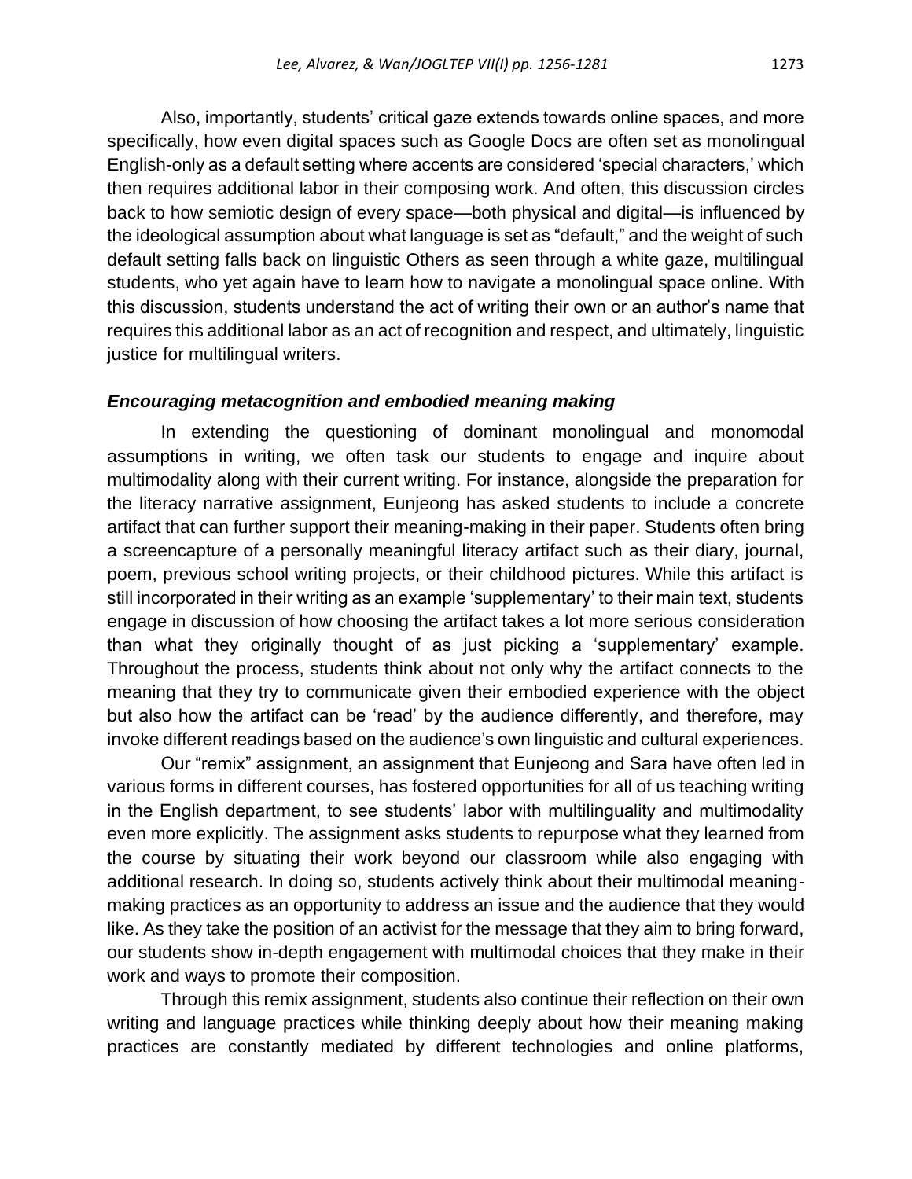Also, importantly, students' critical gaze extends towards online spaces, and more specifically, how even digital spaces such as Google Docs are often set as monolingual English-only as a default setting where accents are considered 'special characters,' which then requires additional labor in their composing work. And often, this discussion circles back to how semiotic design of every space—both physical and digital—is influenced by the ideological assumption about what language is set as "default," and the weight of such default setting falls back on linguistic Others as seen through a white gaze, multilingual students, who yet again have to learn how to navigate a monolingual space online. With this discussion, students understand the act of writing their own or an author's name that requires this additional labor as an act of recognition and respect, and ultimately, linguistic justice for multilingual writers.

### ***Encouraging metacognition and embodied meaning making***

In extending the questioning of dominant monolingual and monomodal assumptions in writing, we often task our students to engage and inquire about multimodality along with their current writing. For instance, alongside the preparation for the literacy narrative assignment, Eunjeong has asked students to include a concrete artifact that can further support their meaning-making in their paper. Students often bring a screencapture of a personally meaningful literacy artifact such as their diary, journal, poem, previous school writing projects, or their childhood pictures. While this artifact is still incorporated in their writing as an example 'supplementary' to their main text, students engage in discussion of how choosing the artifact takes a lot more serious consideration than what they originally thought of as just picking a 'supplementary' example. Throughout the process, students think about not only why the artifact connects to the meaning that they try to communicate given their embodied experience with the object but also how the artifact can be 'read' by the audience differently, and therefore, may invoke different readings based on the audience's own linguistic and cultural experiences.

Our "remix" assignment, an assignment that Eunjeong and Sara have often led in various forms in different courses, has fostered opportunities for all of us teaching writing in the English department, to see students' labor with multilinguality and multimodality even more explicitly. The assignment asks students to repurpose what they learned from the course by situating their work beyond our classroom while also engaging with additional research. In doing so, students actively think about their multimodal meaning-making practices as an opportunity to address an issue and the audience that they would like. As they take the position of an activist for the message that they aim to bring forward, our students show in-depth engagement with multimodal choices that they make in their work and ways to promote their composition.

Through this remix assignment, students also continue their reflection on their own writing and language practices while thinking deeply about how their meaning making practices are constantly mediated by different technologies and online platforms,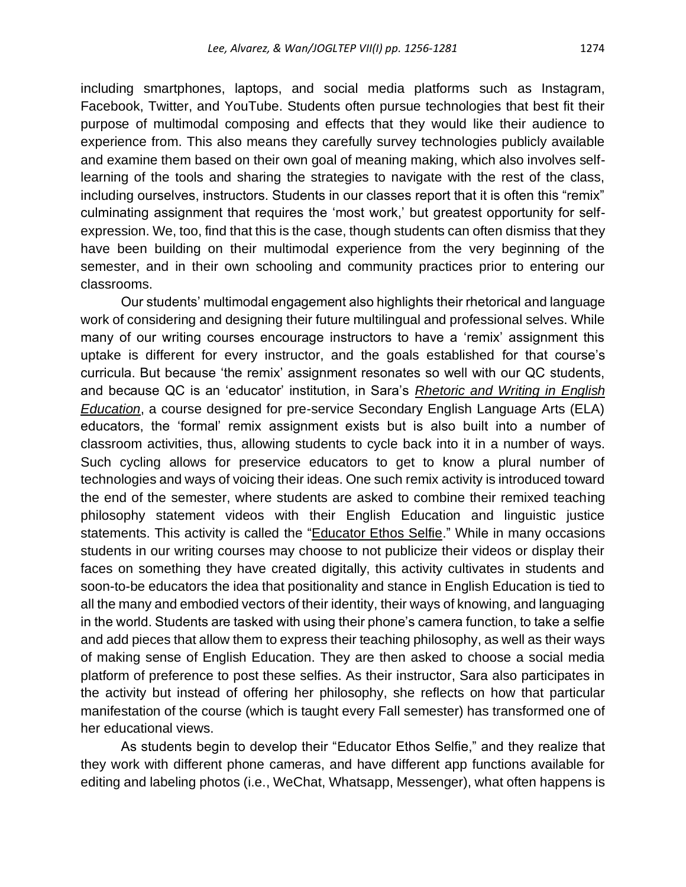including smartphones, laptops, and social media platforms such as Instagram, Facebook, Twitter, and YouTube. Students often pursue technologies that best fit their purpose of multimodal composing and effects that they would like their audience to experience from. This also means they carefully survey technologies publicly available and examine them based on their own goal of meaning making, which also involves self-learning of the tools and sharing the strategies to navigate with the rest of the class, including ourselves, instructors. Students in our classes report that it is often this "remix" culminating assignment that requires the 'most work,' but greatest opportunity for self-expression. We, too, find that this is the case, though students can often dismiss that they have been building on their multimodal experience from the very beginning of the semester, and in their own schooling and community practices prior to entering our classrooms.

Our students' multimodal engagement also highlights their rhetorical and language work of considering and designing their future multilingual and professional selves. While many of our writing courses encourage instructors to have a 'remix' assignment this uptake is different for every instructor, and the goals established for that course's curricula. But because 'the remix' assignment resonates so well with our QC students, and because QC is an 'educator' institution, in Sara's *Rhetoric and Writing in English Education*, a course designed for pre-service Secondary English Language Arts (ELA) educators, the 'formal' remix assignment exists but is also built into a number of classroom activities, thus, allowing students to cycle back into it in a number of ways. Such cycling allows for preservice educators to get to know a plural number of technologies and ways of voicing their ideas. One such remix activity is introduced toward the end of the semester, where students are asked to combine their remixed teaching philosophy statement videos with their English Education and linguistic justice statements. This activity is called the "Educator Ethos Selfie." While in many occasions students in our writing courses may choose to not publicize their videos or display their faces on something they have created digitally, this activity cultivates in students and soon-to-be educators the idea that positionality and stance in English Education is tied to all the many and embodied vectors of their identity, their ways of knowing, and languaging in the world. Students are tasked with using their phone's camera function, to take a selfie and add pieces that allow them to express their teaching philosophy, as well as their ways of making sense of English Education. They are then asked to choose a social media platform of preference to post these selfies. As their instructor, Sara also participates in the activity but instead of offering her philosophy, she reflects on how that particular manifestation of the course (which is taught every Fall semester) has transformed one of her educational views.

As students begin to develop their "Educator Ethos Selfie," and they realize that they work with different phone cameras, and have different app functions available for editing and labeling photos (i.e., WeChat, Whatsapp, Messenger), what often happens is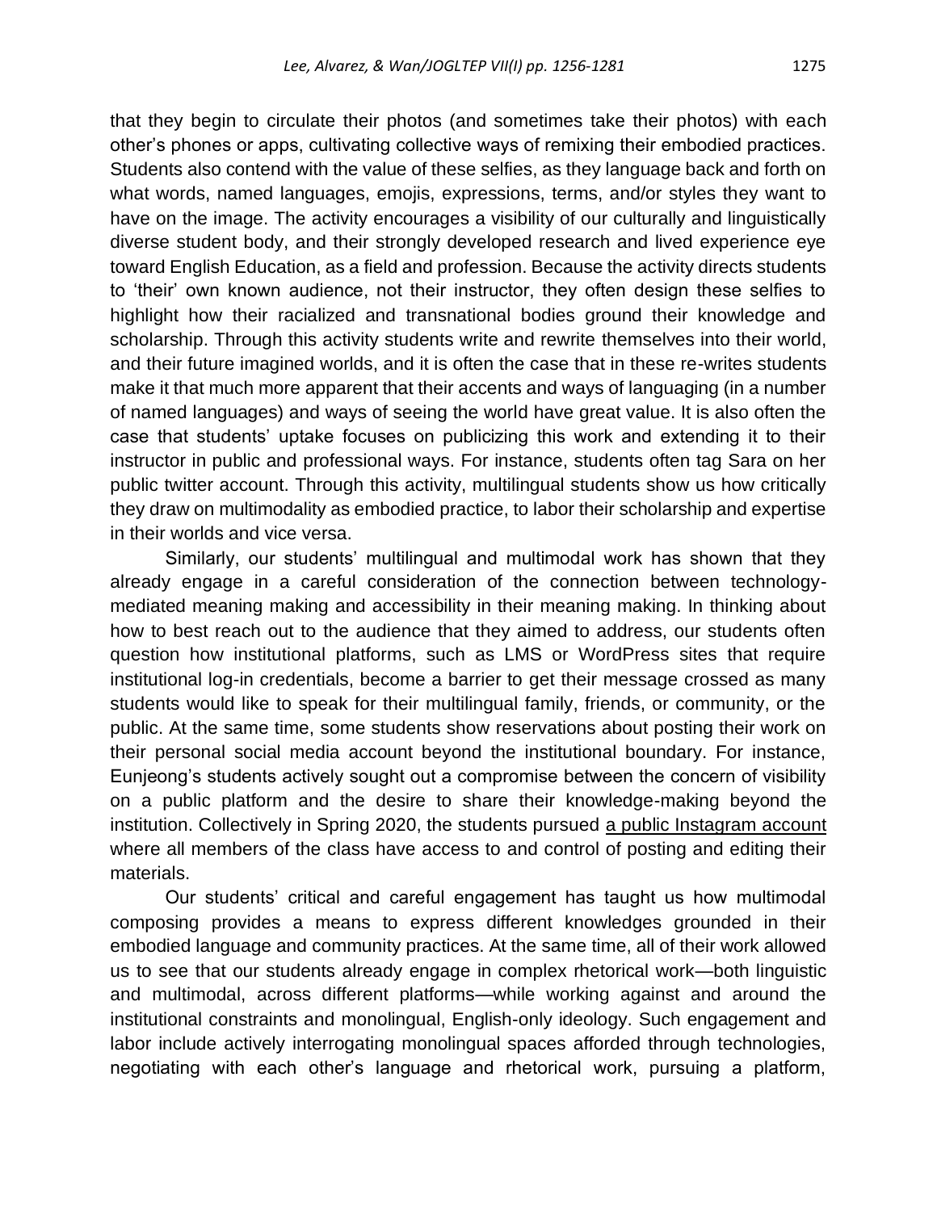that they begin to circulate their photos (and sometimes take their photos) with each other's phones or apps, cultivating collective ways of remixing their embodied practices. Students also contend with the value of these selfies, as they language back and forth on what words, named languages, emojis, expressions, terms, and/or styles they want to have on the image. The activity encourages a visibility of our culturally and linguistically diverse student body, and their strongly developed research and lived experience eye toward English Education, as a field and profession. Because the activity directs students to 'their' own known audience, not their instructor, they often design these selfies to highlight how their racialized and transnational bodies ground their knowledge and scholarship. Through this activity students write and rewrite themselves into their world, and their future imagined worlds, and it is often the case that in these re-writes students make it that much more apparent that their accents and ways of languaging (in a number of named languages) and ways of seeing the world have great value. It is also often the case that students' uptake focuses on publicizing this work and extending it to their instructor in public and professional ways. For instance, students often tag Sara on her public twitter account. Through this activity, multilingual students show us how critically they draw on multimodality as embodied practice, to labor their scholarship and expertise in their worlds and vice versa.

Similarly, our students' multilingual and multimodal work has shown that they already engage in a careful consideration of the connection between technology-mediated meaning making and accessibility in their meaning making. In thinking about how to best reach out to the audience that they aimed to address, our students often question how institutional platforms, such as LMS or WordPress sites that require institutional log-in credentials, become a barrier to get their message crossed as many students would like to speak for their multilingual family, friends, or community, or the public. At the same time, some students show reservations about posting their work on their personal social media account beyond the institutional boundary. For instance, Eunjeong's students actively sought out a compromise between the concern of visibility on a public platform and the desire to share their knowledge-making beyond the institution. Collectively in Spring 2020, the students pursued a public Instagram account where all members of the class have access to and control of posting and editing their materials.

Our students' critical and careful engagement has taught us how multimodal composing provides a means to express different knowledges grounded in their embodied language and community practices. At the same time, all of their work allowed us to see that our students already engage in complex rhetorical work—both linguistic and multimodal, across different platforms—while working against and around the institutional constraints and monolingual, English-only ideology. Such engagement and labor include actively interrogating monolingual spaces afforded through technologies, negotiating with each other's language and rhetorical work, pursuing a platform,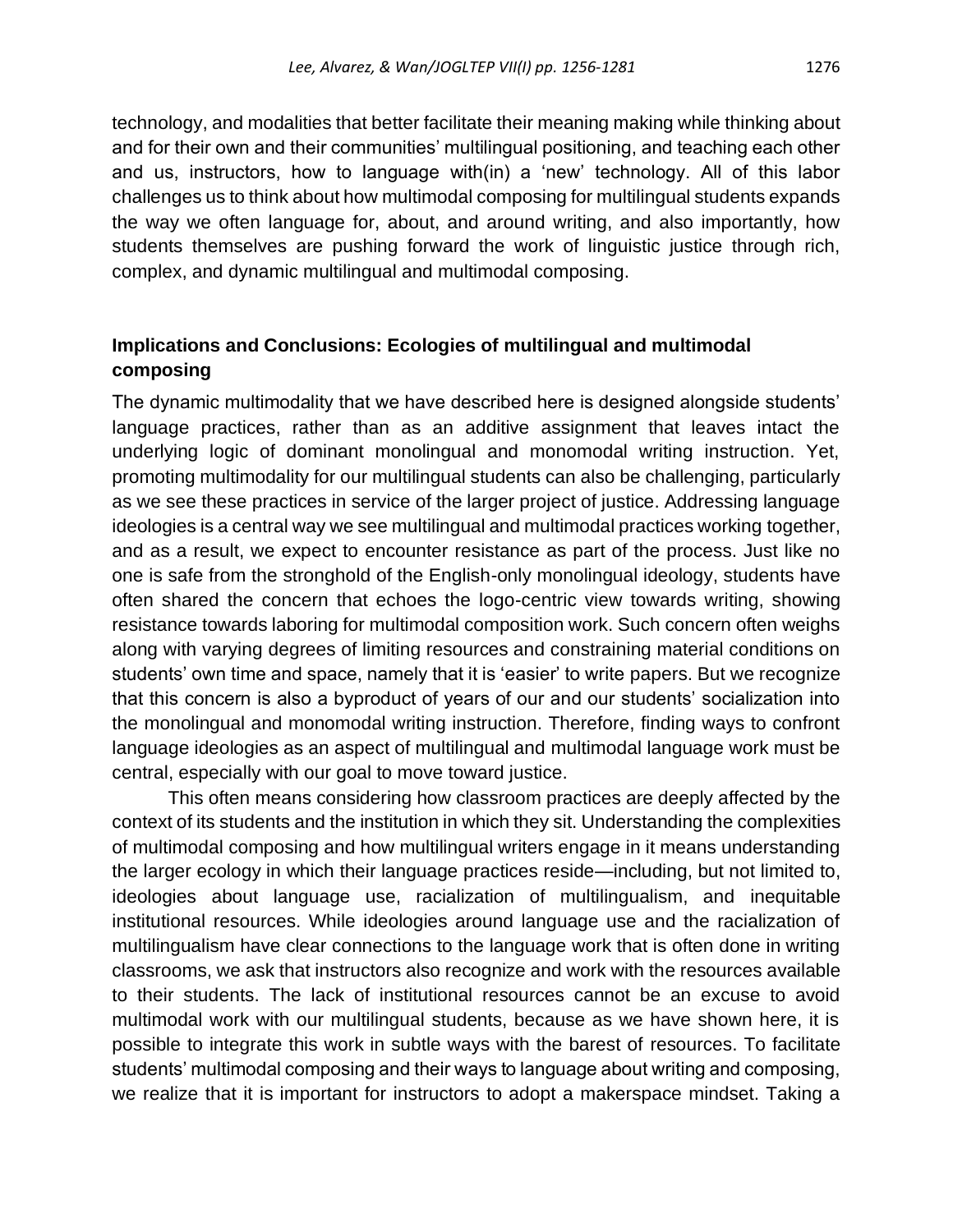technology, and modalities that better facilitate their meaning making while thinking about and for their own and their communities' multilingual positioning, and teaching each other and us, instructors, how to language with(in) a 'new' technology. All of this labor challenges us to think about how multimodal composing for multilingual students expands the way we often language for, about, and around writing, and also importantly, how students themselves are pushing forward the work of linguistic justice through rich, complex, and dynamic multilingual and multimodal composing.

## Implications and Conclusions: Ecologies of multilingual and multimodal composing

The dynamic multimodality that we have described here is designed alongside students' language practices, rather than as an additive assignment that leaves intact the underlying logic of dominant monolingual and monomodal writing instruction. Yet, promoting multimodality for our multilingual students can also be challenging, particularly as we see these practices in service of the larger project of justice. Addressing language ideologies is a central way we see multilingual and multimodal practices working together, and as a result, we expect to encounter resistance as part of the process. Just like no one is safe from the stronghold of the English-only monolingual ideology, students have often shared the concern that echoes the logo-centric view towards writing, showing resistance towards laboring for multimodal composition work. Such concern often weighs along with varying degrees of limiting resources and constraining material conditions on students' own time and space, namely that it is 'easier' to write papers. But we recognize that this concern is also a byproduct of years of our and our students' socialization into the monolingual and monomodal writing instruction. Therefore, finding ways to confront language ideologies as an aspect of multilingual and multimodal language work must be central, especially with our goal to move toward justice.

This often means considering how classroom practices are deeply affected by the context of its students and the institution in which they sit. Understanding the complexities of multimodal composing and how multilingual writers engage in it means understanding the larger ecology in which their language practices reside—including, but not limited to, ideologies about language use, racialization of multilingualism, and inequitable institutional resources. While ideologies around language use and the racialization of multilingualism have clear connections to the language work that is often done in writing classrooms, we ask that instructors also recognize and work with the resources available to their students. The lack of institutional resources cannot be an excuse to avoid multimodal work with our multilingual students, because as we have shown here, it is possible to integrate this work in subtle ways with the barest of resources. To facilitate students' multimodal composing and their ways to language about writing and composing, we realize that it is important for instructors to adopt a makerspace mindset. Taking a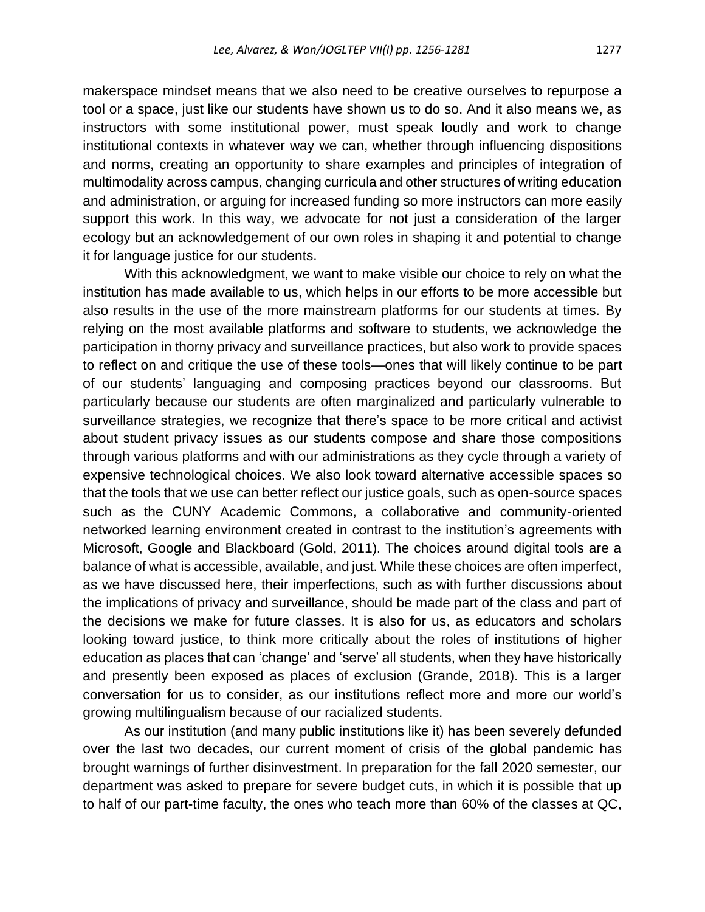makerspace mindset means that we also need to be creative ourselves to repurpose a tool or a space, just like our students have shown us to do so. And it also means we, as instructors with some institutional power, must speak loudly and work to change institutional contexts in whatever way we can, whether through influencing dispositions and norms, creating an opportunity to share examples and principles of integration of multimodality across campus, changing curricula and other structures of writing education and administration, or arguing for increased funding so more instructors can more easily support this work. In this way, we advocate for not just a consideration of the larger ecology but an acknowledgement of our own roles in shaping it and potential to change it for language justice for our students.

With this acknowledgment, we want to make visible our choice to rely on what the institution has made available to us, which helps in our efforts to be more accessible but also results in the use of the more mainstream platforms for our students at times. By relying on the most available platforms and software to students, we acknowledge the participation in thorny privacy and surveillance practices, but also work to provide spaces to reflect on and critique the use of these tools—ones that will likely continue to be part of our students' languaging and composing practices beyond our classrooms. But particularly because our students are often marginalized and particularly vulnerable to surveillance strategies, we recognize that there's space to be more critical and activist about student privacy issues as our students compose and share those compositions through various platforms and with our administrations as they cycle through a variety of expensive technological choices. We also look toward alternative accessible spaces so that the tools that we use can better reflect our justice goals, such as open-source spaces such as the CUNY Academic Commons, a collaborative and community-oriented networked learning environment created in contrast to the institution's agreements with Microsoft, Google and Blackboard (Gold, 2011). The choices around digital tools are a balance of what is accessible, available, and just. While these choices are often imperfect, as we have discussed here, their imperfections, such as with further discussions about the implications of privacy and surveillance, should be made part of the class and part of the decisions we make for future classes. It is also for us, as educators and scholars looking toward justice, to think more critically about the roles of institutions of higher education as places that can 'change' and 'serve' all students, when they have historically and presently been exposed as places of exclusion (Grande, 2018). This is a larger conversation for us to consider, as our institutions reflect more and more our world's growing multilingualism because of our racialized students.

As our institution (and many public institutions like it) has been severely defunded over the last two decades, our current moment of crisis of the global pandemic has brought warnings of further disinvestment. In preparation for the fall 2020 semester, our department was asked to prepare for severe budget cuts, in which it is possible that up to half of our part-time faculty, the ones who teach more than 60% of the classes at QC,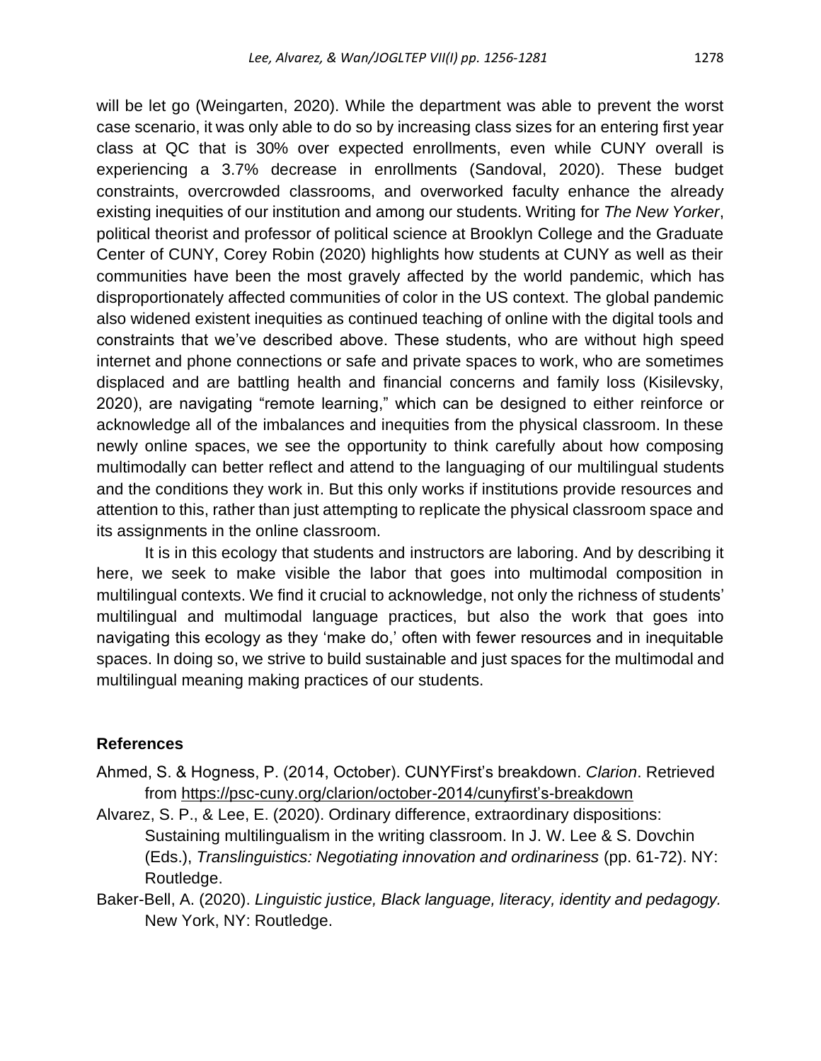will be let go (Weingarten, 2020). While the department was able to prevent the worst case scenario, it was only able to do so by increasing class sizes for an entering first year class at QC that is 30% over expected enrollments, even while CUNY overall is experiencing a 3.7% decrease in enrollments (Sandoval, 2020). These budget constraints, overcrowded classrooms, and overworked faculty enhance the already existing inequities of our institution and among our students. Writing for *The New Yorker*, political theorist and professor of political science at Brooklyn College and the Graduate Center of CUNY, Corey Robin (2020) highlights how students at CUNY as well as their communities have been the most gravely affected by the world pandemic, which has disproportionately affected communities of color in the US context. The global pandemic also widened existent inequities as continued teaching of online with the digital tools and constraints that we've described above. These students, who are without high speed internet and phone connections or safe and private spaces to work, who are sometimes displaced and are battling health and financial concerns and family loss (Kisilevsky, 2020), are navigating "remote learning," which can be designed to either reinforce or acknowledge all of the imbalances and inequities from the physical classroom. In these newly online spaces, we see the opportunity to think carefully about how composing multimodally can better reflect and attend to the languaging of our multilingual students and the conditions they work in. But this only works if institutions provide resources and attention to this, rather than just attempting to replicate the physical classroom space and its assignments in the online classroom.

It is in this ecology that students and instructors are laboring. And by describing it here, we seek to make visible the labor that goes into multimodal composition in multilingual contexts. We find it crucial to acknowledge, not only the richness of students' multilingual and multimodal language practices, but also the work that goes into navigating this ecology as they 'make do,' often with fewer resources and in inequitable spaces. In doing so, we strive to build sustainable and just spaces for the multimodal and multilingual meaning making practices of our students.

## References

Ahmed, S. & Hogness, P. (2014, October). CUNYFirst's breakdown. *Clarion*. Retrieved from https://psc-cuny.org/clarion/october-2014/cunyfirst's-breakdown

Alvarez, S. P., & Lee, E. (2020). Ordinary difference, extraordinary dispositions: Sustaining multilingualism in the writing classroom. In J. W. Lee & S. Dovchin (Eds.), *Translinguistics: Negotiating innovation and ordinariness* (pp. 61-72). NY: Routledge.

Baker-Bell, A. (2020). *Linguistic justice, Black language, literacy, identity and pedagogy.* New York, NY: Routledge.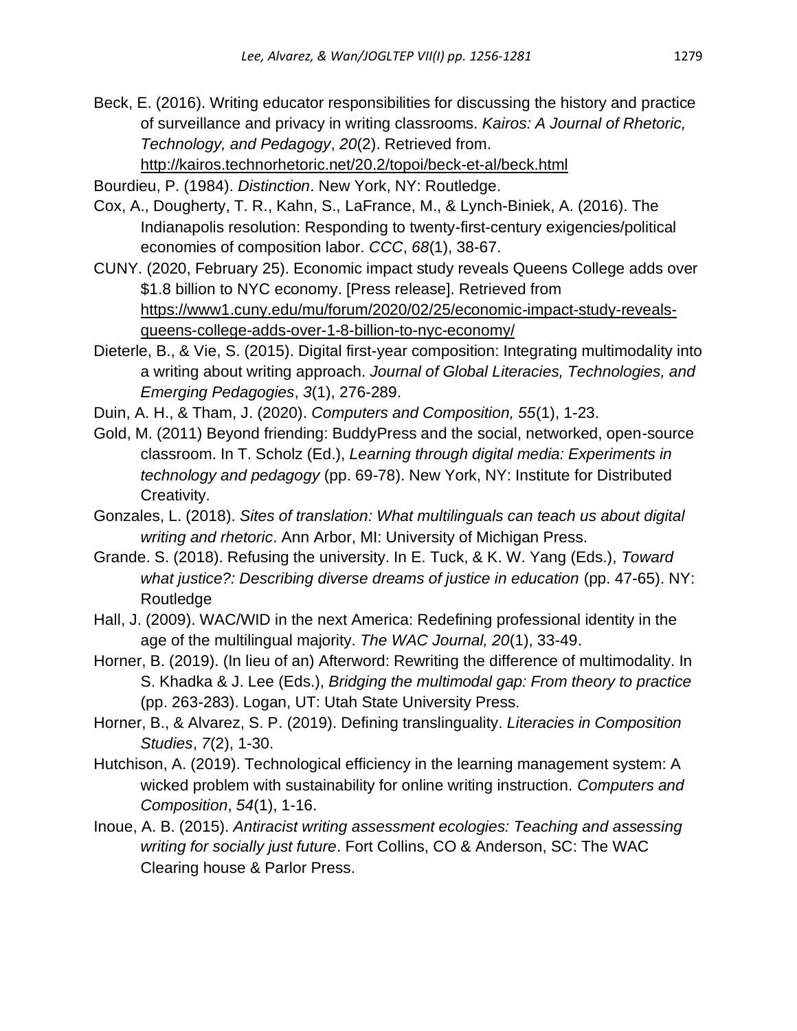Beck, E. (2016). Writing educator responsibilities for discussing the history and practice of surveillance and privacy in writing classrooms. *Kairos: A Journal of Rhetoric, Technology, and Pedagogy*, *20*(2). Retrieved from. http://kairos.technorhetoric.net/20.2/topoi/beck-et-al/beck.html

Bourdieu, P. (1984). *Distinction*. New York, NY: Routledge.

Cox, A., Dougherty, T. R., Kahn, S., LaFrance, M., & Lynch-Biniek, A. (2016). The Indianapolis resolution: Responding to twenty-first-century exigencies/political economies of composition labor. *CCC*, *68*(1), 38-67.

CUNY. (2020, February 25). Economic impact study reveals Queens College adds over $1.8 billion to NYC economy. [Press release]. Retrieved from https://www1.cuny.edu/mu/forum/2020/02/25/economic-impact-study-reveals-queens-college-adds-over-1-8-billion-to-nyc-economy/

Dieterle, B., & Vie, S. (2015). Digital first-year composition: Integrating multimodality into a writing about writing approach. *Journal of Global Literacies, Technologies, and Emerging Pedagogies*, *3*(1), 276-289.

Duin, A. H., & Tham, J. (2020). *Computers and Composition, 55*(1), 1-23.

Gold, M. (2011) Beyond friending: BuddyPress and the social, networked, open-source classroom. In T. Scholz (Ed.), *Learning through digital media: Experiments in technology and pedagogy* (pp. 69-78). New York, NY: Institute for Distributed Creativity.

Gonzales, L. (2018). *Sites of translation: What multilinguals can teach us about digital writing and rhetoric*. Ann Arbor, MI: University of Michigan Press.

Grande. S. (2018). Refusing the university. In E. Tuck, & K. W. Yang (Eds.), *Toward what justice?: Describing diverse dreams of justice in education* (pp. 47-65). NY: Routledge

Hall, J. (2009). WAC/WID in the next America: Redefining professional identity in the age of the multilingual majority. *The WAC Journal, 20*(1), 33-49.

Horner, B. (2019). (In lieu of an) Afterword: Rewriting the difference of multimodality. In S. Khadka & J. Lee (Eds.), *Bridging the multimodal gap: From theory to practice* (pp. 263-283). Logan, UT: Utah State University Press.

Horner, B., & Alvarez, S. P. (2019). Defining translinguality. *Literacies in Composition Studies*, *7*(2), 1-30.

Hutchison, A. (2019). Technological efficiency in the learning management system: A wicked problem with sustainability for online writing instruction. *Computers and Composition*, *54*(1), 1-16.

Inoue, A. B. (2015). *Antiracist writing assessment ecologies: Teaching and assessing writing for socially just future*. Fort Collins, CO & Anderson, SC: The WAC Clearing house & Parlor Press.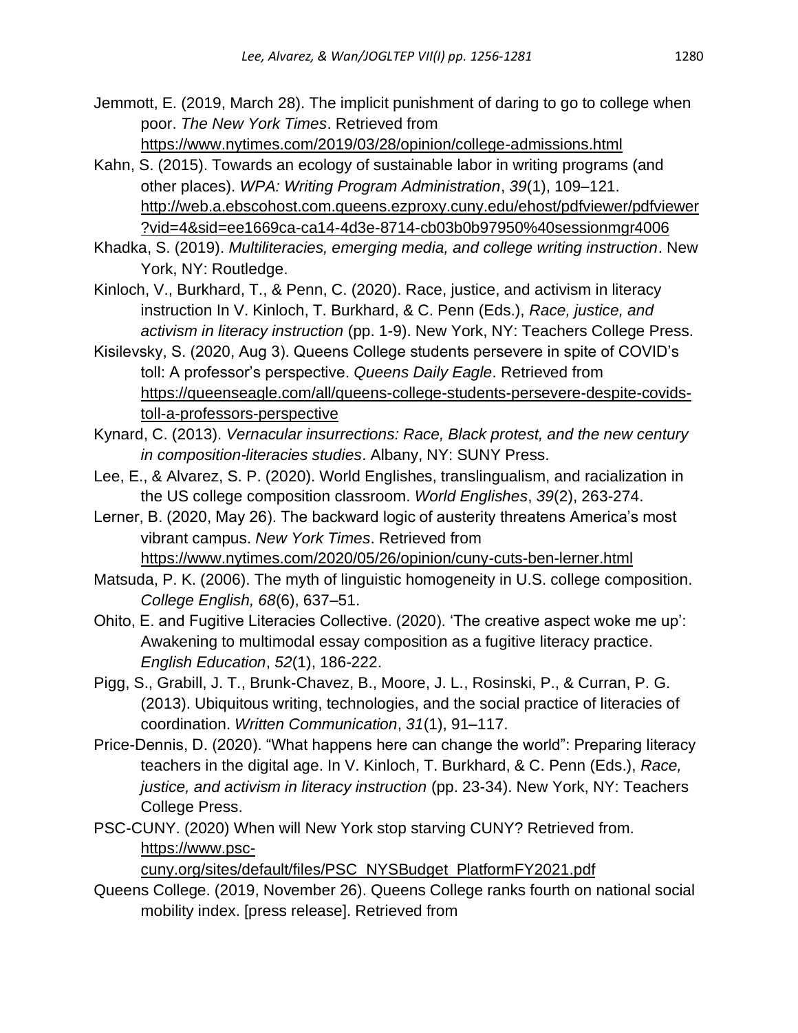Jemmott, E. (2019, March 28). The implicit punishment of daring to go to college when poor. *The New York Times*. Retrieved from https://www.nytimes.com/2019/03/28/opinion/college-admissions.html

Kahn, S. (2015). Towards an ecology of sustainable labor in writing programs (and other places). *WPA: Writing Program Administration*, *39*(1), 109–121. http://web.a.ebscohost.com.queens.ezproxy.cuny.edu/ehost/pdfviewer/pdfviewer?vid=4&sid=ee1669ca-ca14-4d3e-8714-cb03b0b97950%40sessionmgr4006

Khadka, S. (2019). *Multiliteracies, emerging media, and college writing instruction*. New York, NY: Routledge.

Kinloch, V., Burkhard, T., & Penn, C. (2020). Race, justice, and activism in literacy instruction In V. Kinloch, T. Burkhard, & C. Penn (Eds.), *Race, justice, and activism in literacy instruction* (pp. 1-9). New York, NY: Teachers College Press.

Kisilevsky, S. (2020, Aug 3). Queens College students persevere in spite of COVID's toll: A professor's perspective. *Queens Daily Eagle*. Retrieved from https://queenseagle.com/all/queens-college-students-persevere-despite-covids-toll-a-professors-perspective

Kynard, C. (2013). *Vernacular insurrections: Race, Black protest, and the new century in composition-literacies studies*. Albany, NY: SUNY Press.

Lee, E., & Alvarez, S. P. (2020). World Englishes, translingualism, and racialization in the US college composition classroom. *World Englishes*, *39*(2), 263-274.

Lerner, B. (2020, May 26). The backward logic of austerity threatens America's most vibrant campus. *New York Times*. Retrieved from https://www.nytimes.com/2020/05/26/opinion/cuny-cuts-ben-lerner.html

Matsuda, P. K. (2006). The myth of linguistic homogeneity in U.S. college composition. *College English, 68*(6), 637–51.

Ohito, E. and Fugitive Literacies Collective. (2020). 'The creative aspect woke me up': Awakening to multimodal essay composition as a fugitive literacy practice. *English Education*, *52*(1), 186-222.

Pigg, S., Grabill, J. T., Brunk-Chavez, B., Moore, J. L., Rosinski, P., & Curran, P. G. (2013). Ubiquitous writing, technologies, and the social practice of literacies of coordination. *Written Communication*, *31*(1), 91–117.

Price-Dennis, D. (2020). "What happens here can change the world": Preparing literacy teachers in the digital age. In V. Kinloch, T. Burkhard, & C. Penn (Eds.), *Race, justice, and activism in literacy instruction* (pp. 23-34). New York, NY: Teachers College Press.

PSC-CUNY. (2020) When will New York stop starving CUNY? Retrieved from. https://www.psc-cuny.org/sites/default/files/PSC_NYSBudget_PlatformFY2021.pdf

Queens College. (2019, November 26). Queens College ranks fourth on national social mobility index. [press release]. Retrieved from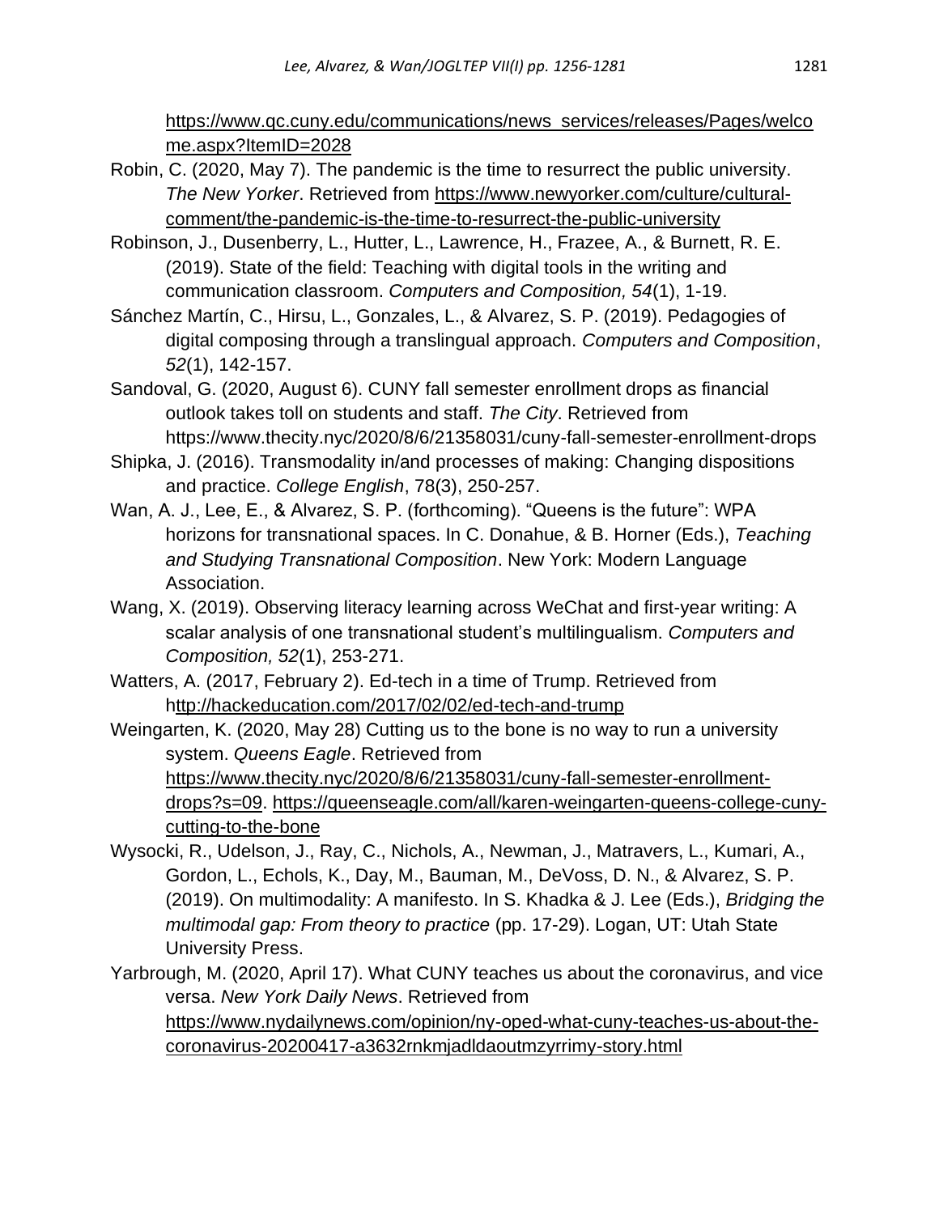https://www.qc.cuny.edu/communications/news_services/releases/Pages/welcome.aspx?ItemID=2028

Robin, C. (2020, May 7). The pandemic is the time to resurrect the public university. *The New Yorker*. Retrieved from https://www.newyorker.com/culture/cultural-comment/the-pandemic-is-the-time-to-resurrect-the-public-university

Robinson, J., Dusenberry, L., Hutter, L., Lawrence, H., Frazee, A., & Burnett, R. E. (2019). State of the field: Teaching with digital tools in the writing and communication classroom. *Computers and Composition, 54*(1), 1-19.

Sánchez Martín, C., Hirsu, L., Gonzales, L., & Alvarez, S. P. (2019). Pedagogies of digital composing through a translingual approach. *Computers and Composition*, *52*(1), 142-157.

Sandoval, G. (2020, August 6). CUNY fall semester enrollment drops as financial outlook takes toll on students and staff. *The City*. Retrieved from https://www.thecity.nyc/2020/8/6/21358031/cuny-fall-semester-enrollment-drops

Shipka, J. (2016). Transmodality in/and processes of making: Changing dispositions and practice. *College English*, 78(3), 250-257.

Wan, A. J., Lee, E., & Alvarez, S. P. (forthcoming). "Queens is the future": WPA horizons for transnational spaces. In C. Donahue, & B. Horner (Eds.), *Teaching and Studying Transnational Composition*. New York: Modern Language Association.

Wang, X. (2019). Observing literacy learning across WeChat and first-year writing: A scalar analysis of one transnational student's multilingualism. *Computers and Composition, 52*(1), 253-271.

Watters, A. (2017, February 2). Ed-tech in a time of Trump. Retrieved from http://hackeducation.com/2017/02/02/ed-tech-and-trump

Weingarten, K. (2020, May 28) Cutting us to the bone is no way to run a university system. *Queens Eagle*. Retrieved from https://www.thecity.nyc/2020/8/6/21358031/cuny-fall-semester-enrollment-drops?s=09. https://queenseagle.com/all/karen-weingarten-queens-college-cuny-cutting-to-the-bone

Wysocki, R., Udelson, J., Ray, C., Nichols, A., Newman, J., Matravers, L., Kumari, A., Gordon, L., Echols, K., Day, M., Bauman, M., DeVoss, D. N., & Alvarez, S. P. (2019). On multimodality: A manifesto. In S. Khadka & J. Lee (Eds.), *Bridging the multimodal gap: From theory to practice* (pp. 17-29). Logan, UT: Utah State University Press.

Yarbrough, M. (2020, April 17). What CUNY teaches us about the coronavirus, and vice versa. *New York Daily News*. Retrieved from https://www.nydailynews.com/opinion/ny-oped-what-cuny-teaches-us-about-the-coronavirus-20200417-a3632rnkmjadldaoutmzyrrimy-story.html